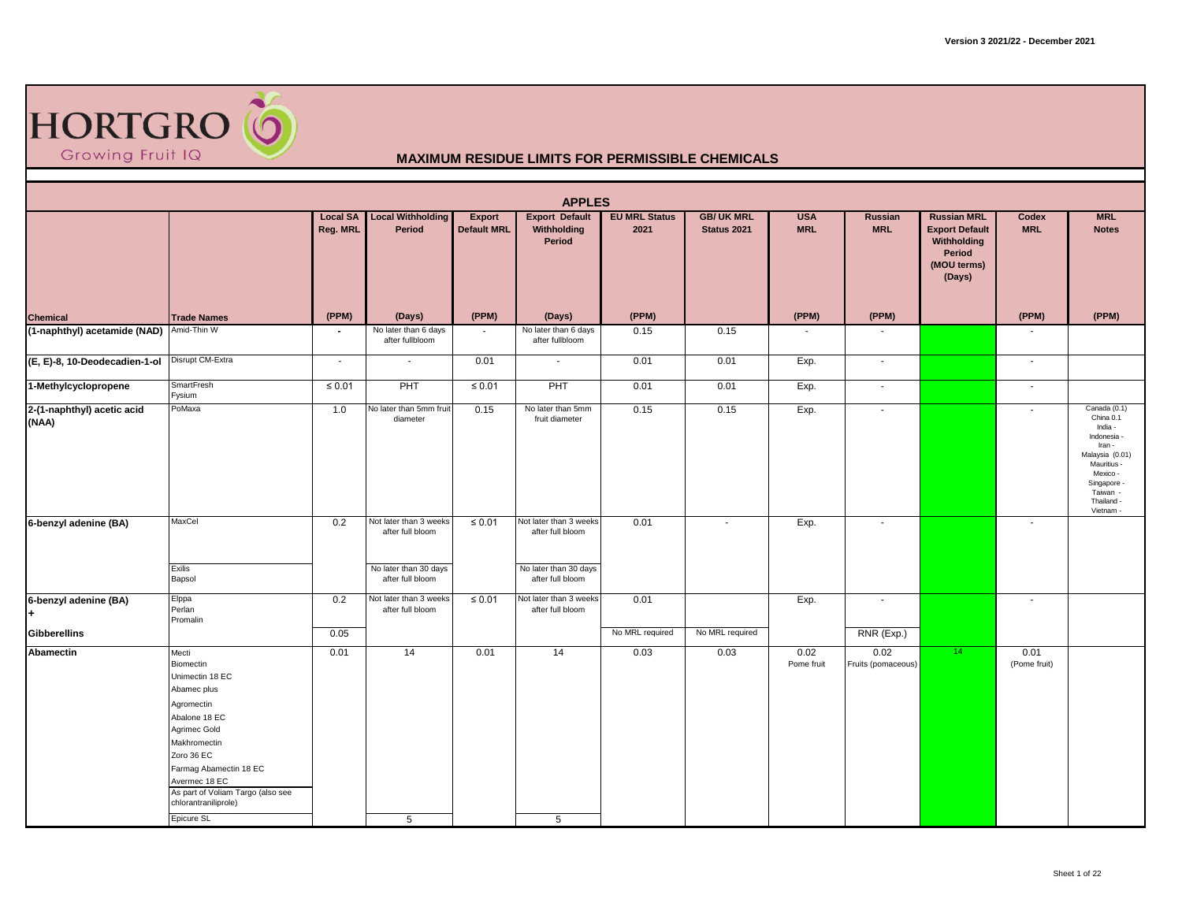Version 3 2021/22 - December 2021

HORTGRO Growing Fruit IQ

## MAXIMUM RESIDUE LIMITS FOR PERMISSIBLE CHEMICALS

### APPLES

| Chemical | Trade Names | Local SA Reg. MRL (PPM) | Local Withholding Period (Days) | Export Default MRL (PPM) | Export Default Withholding Period (Days) | EU MRL Status 2021 (PPM) | GB/ UK MRL Status 2021 | USA MRL (PPM) | Russian MRL (PPM) | Russian MRL Export Default Withholding Period (MOU terms) (Days) | Codex MRL (PPM) | MRL Notes (PPM) |
|---|---|---|---|---|---|---|---|---|---|---|---|---|
| (1-naphthyl) acetamide (NAD) | Amid-Thin W | - | No later than 6 days after fullbloom | - | No later than 6 days after fullbloom | 0.15 | 0.15 | - | - | | - | |
| (E, E)-8, 10-Deodecadien-1-ol | Disrupt CM-Extra | - | - | 0.01 | - | 0.01 | 0.01 | Exp. | - | | - | |
| 1-Methylcyclopropene | SmartFresh<br>Fysium | ≤ 0.01 | PHT | ≤ 0.01 | PHT | 0.01 | 0.01 | Exp. | - | | - | |
| 2-(1-naphthyl) acetic acid (NAA) | PoMaxa | 1.0 | No later than 5mm fruit diameter | 0.15 | No later than 5mm fruit diameter | 0.15 | 0.15 | Exp. | - | | - | Canada (0.1)<br>China 0.1<br>India -<br>Indonesia -<br>Iran -<br>Malaysia (0.01)<br>Mauritius -<br>Mexico -<br>Singapore -<br>Taiwan -<br>Thailand -<br>Vietnam - |
| 6-benzyl adenine (BA) | MaxCel | 0.2 | Not later than 3 weeks after full bloom | ≤ 0.01 | Not later than 3 weeks after full bloom | 0.01 | - | Exp. | - | | - | |
| | Exilis<br>Bapsol | | No later than 30 days after full bloom | | No later than 30 days after full bloom | | | | | | | |
| 6-benzyl adenine (BA) + | Elppa<br>Perlan<br>Promalin | 0.2 | Not later than 3 weeks after full bloom | ≤ 0.01 | Not later than 3 weeks after full bloom | 0.01 | | Exp. | - | | - | |
| Gibberellins | | 0.05 | | | | No MRL required | No MRL required | | RNR (Exp.) | | | |
| Abamectin | Mecti<br>Biomectin<br>Unimectin 18 EC<br>Abamec plus<br>Agromectin<br>Abalone 18 EC<br>Agrimec Gold<br>Makhromectin<br>Zoro 36 EC<br>Farmag Abamectin 18 EC<br>Avermec 18 EC<br>As part of Voliam Targo (also see chlorantraniliprole) | 0.01 | 14 | 0.01 | 14 | 0.03 | 0.03 | 0.02 Pome fruit | 0.02 Fruits (pomaceous) | 14 | 0.01 (Pome fruit) | |
| | Epicure SL | | 5 | | 5 | | | | | | | |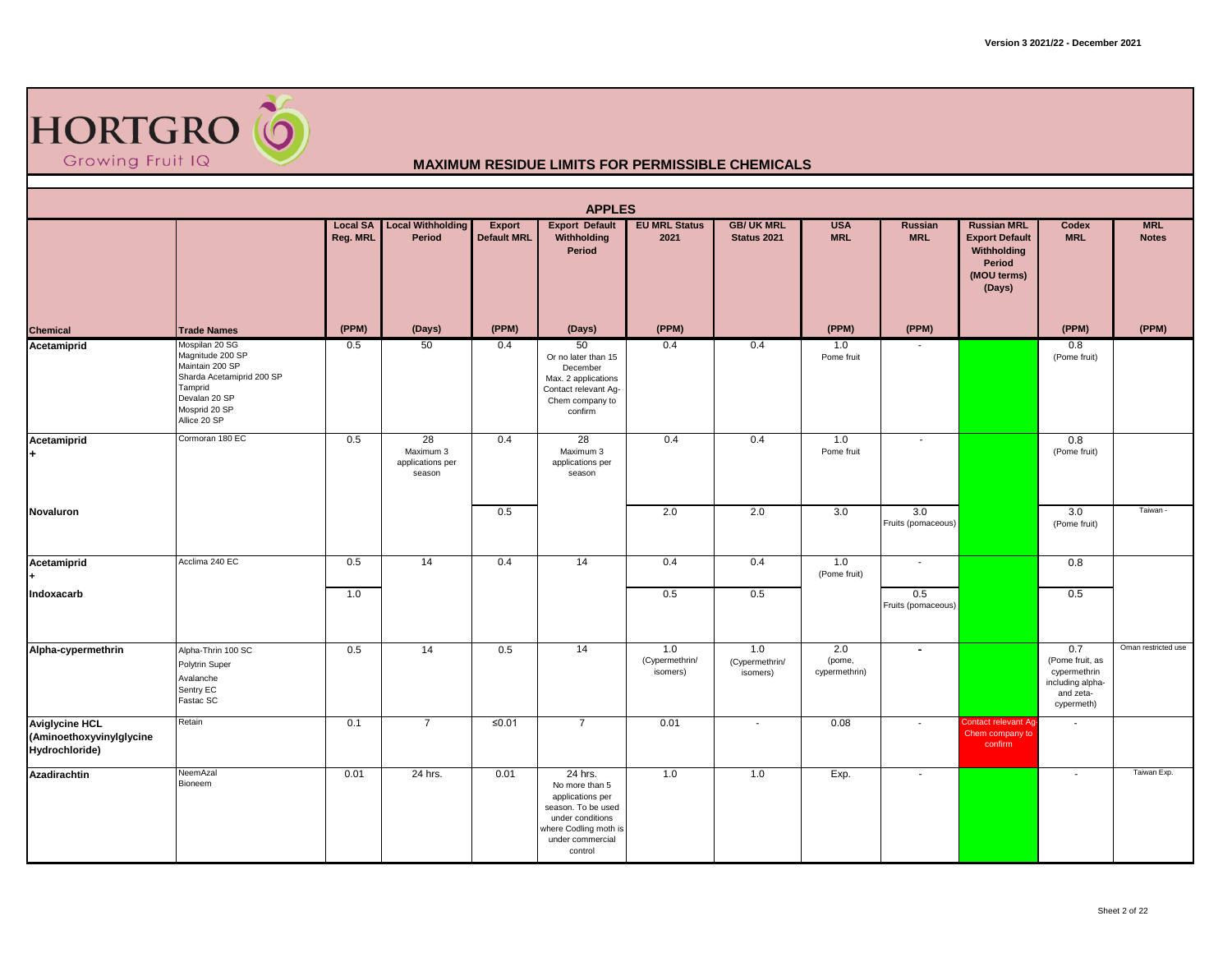Version 3 2021/22 - December 2021

# HORTGRO Growing Fruit IQ

## MAXIMUM RESIDUE LIMITS FOR PERMISSIBLE CHEMICALS

### APPLES

| Chemical | Trade Names | Local SA Reg. MRL (PPM) | Local Withholding Period (Days) | Export Default MRL (PPM) | Export Default Withholding Period (Days) | EU MRL Status 2021 (PPM) | GB/ UK MRL Status 2021 | USA MRL (PPM) | Russian MRL (PPM) | Russian MRL Export Default Withholding Period (MOU terms) (Days) | Codex MRL (PPM) | MRL Notes (PPM) |
|---|---|---|---|---|---|---|---|---|---|---|---|---|
| **Acetamiprid** | Mospilan 20 SG<br>Magnitude 200 SP<br>Maintain 200 SP<br>Sharda Acetamiprid 200 SP<br>Tamprid<br>Devalan 20 SP<br>Mosprid 20 SP<br>Allice 20 SP | 0.5 | 50 | 0.4 | 50<br>Or no later than 15 December<br>Max. 2 applications<br>Contact relevant Ag-Chem company to confirm | 0.4 | 0.4 | 1.0<br>Pome fruit | - | | 0.8<br>(Pome fruit) | |
| **Acetamiprid**<br>**+** | Cormoran 180 EC | 0.5 | 28<br>Maximum 3 applications per season | 0.4 | 28<br>Maximum 3 applications per season | 0.4 | 0.4 | 1.0<br>Pome fruit | - | | 0.8<br>(Pome fruit) | |
| **Novaluron** | | | | 0.5 | | 2.0 | 2.0 | 3.0 | 3.0<br>Fruits (pomaceous) | | 3.0<br>(Pome fruit) | Taiwan - |
| **Acetamiprid**<br>**+** | Acclima 240 EC | 0.5 | 14 | 0.4 | 14 | 0.4 | 0.4 | 1.0<br>(Pome fruit) | - | | 0.8 | |
| **Indoxacarb** | | 1.0 | | | | 0.5 | 0.5 | | 0.5<br>Fruits (pomaceous) | | 0.5 | |
| **Alpha-cypermethrin** | Alpha-Thrin 100 SC<br>Polytrin Super<br>Avalanche<br>Sentry EC<br>Fastac SC | 0.5 | 14 | 0.5 | 14 | 1.0<br>(Cypermethrin/ isomers) | 1.0<br>(Cypermethrin/ isomers) | 2.0<br>(pome, cypermethrin) | - | | 0.7<br>(Pome fruit, as cypermethrin including alpha- and zeta-cypermeth) | Oman restricted use |
| **Aviglycine HCL (Aminoethoxyvinylglycine Hydrochloride)** | Retain | 0.1 | 7 | ≤0.01 | 7 | 0.01 | - | 0.08 | - | Contact relevant Ag-Chem company to confirm | - | |
| **Azadirachtin** | NeemAzal<br>Bioneem | 0.01 | 24 hrs. | 0.01 | 24 hrs.<br>No more than 5 applications per season. To be used under conditions where Codling moth is under commercial control | 1.0 | 1.0 | Exp. | - | | - | Taiwan Exp. |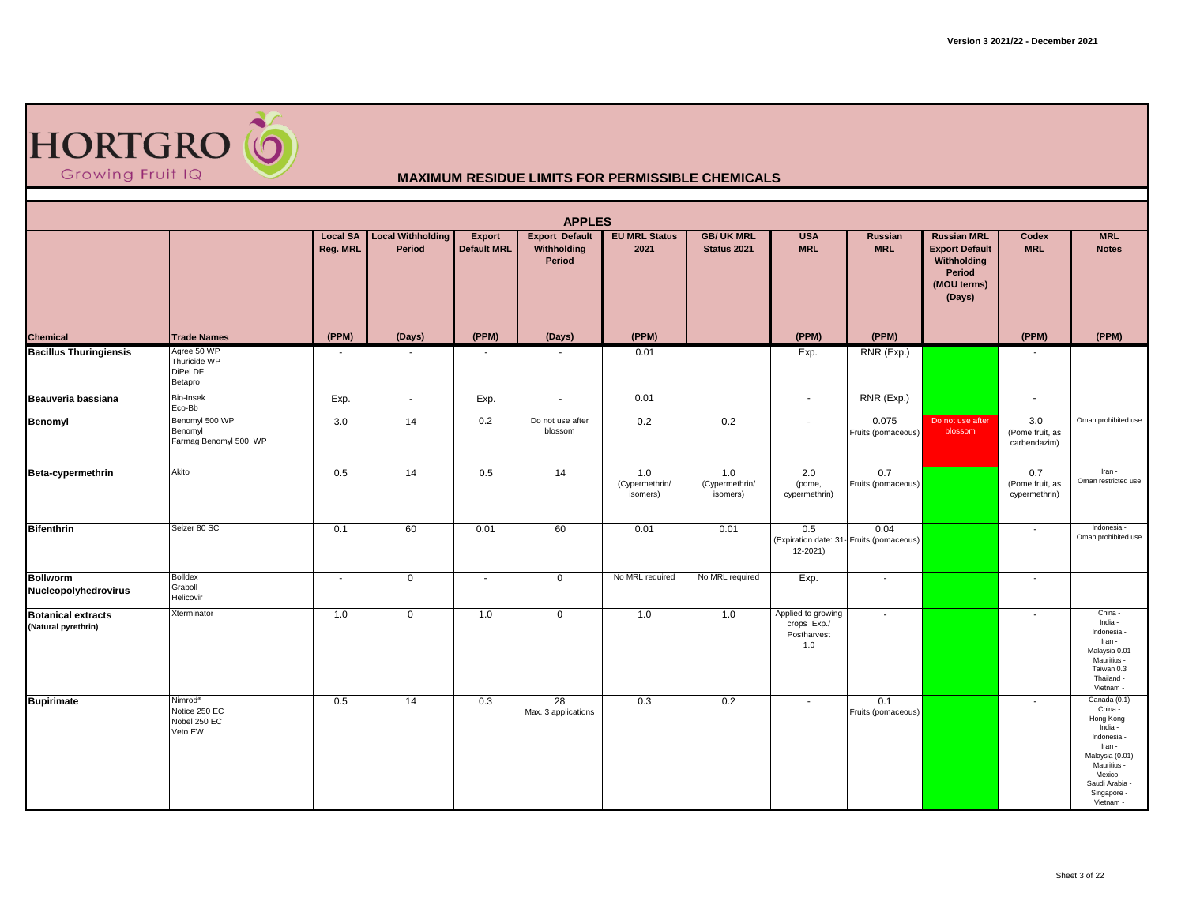Version 3 2021/22 - December 2021

HORTGRO
Growing Fruit IQ

## MAXIMUM RESIDUE LIMITS FOR PERMISSIBLE CHEMICALS

### APPLES

| Chemical | Trade Names | Local SA Reg. MRL (PPM) | Local Withholding Period (Days) | Export Default MRL (PPM) | Export Default Withholding Period (Days) | EU MRL Status 2021 (PPM) | GB/ UK MRL Status 2021 | USA MRL (PPM) | Russian MRL (PPM) | Russian MRL Export Default Withholding Period (MOU terms) (Days) | Codex MRL (PPM) | MRL Notes (PPM) |
|---|---|---|---|---|---|---|---|---|---|---|---|---|
| **Bacillus Thuringiensis** | Agree 50 WP<br>Thuricide WP<br>DiPel DF<br>Betapro | - | - | - | - | 0.01 | | Exp. | RNR (Exp.) | | - | |
| **Beauveria bassiana** | Bio-Insek<br>Eco-Bb | Exp. | - | Exp. | - | 0.01 | | - | RNR (Exp.) | | - | |
| **Benomyl** | Benomyl 500 WP<br>Benomyl<br>Farmag Benomyl 500 WP | 3.0 | 14 | 0.2 | Do not use after blossom | 0.2 | 0.2 | - | 0.075 Fruits (pomaceous) | Do not use after blossom | 3.0 (Pome fruit, as carbendazim) | Oman prohibited use |
| **Beta-cypermethrin** | Akito | 0.5 | 14 | 0.5 | 14 | 1.0 (Cypermethrin/ isomers) | 1.0 (Cypermethrin/ isomers) | 2.0 (pome, cypermethrin) | 0.7 Fruits (pomaceous) | | 0.7 (Pome fruit, as cypermethrin) | Iran -<br>Oman restricted use |
| **Bifenthrin** | Seizer 80 SC | 0.1 | 60 | 0.01 | 60 | 0.01 | 0.01 | 0.5 (Expiration date: 31-12-2021) | 0.04 Fruits (pomaceous) | | - | Indonesia -<br>Oman prohibited use |
| **Bollworm Nucleopolyhedrovirus** | Bolldex<br>Graboll<br>Helicovir | - | 0 | - | 0 | No MRL required | No MRL required | Exp. | - | | - | |
| **Botanical extracts** (Natural pyrethrin) | Xterminator | 1.0 | 0 | 1.0 | 0 | 1.0 | 1.0 | Applied to growing crops Exp./ Postharvest 1.0 | - | | - | China -<br>India -<br>Indonesia -<br>Iran -<br>Malaysia 0.01<br>Mauritius -<br>Taiwan 0.3<br>Thailand -<br>Vietnam - |
| **Bupirimate** | Nimrod®<br>Notice 250 EC<br>Nobel 250 EC<br>Veto EW | 0.5 | 14 | 0.3 | 28 Max. 3 applications | 0.3 | 0.2 | - | 0.1 Fruits (pomaceous) | | - | Canada (0.1)<br>China -<br>Hong Kong -<br>India -<br>Indonesia -<br>Iran -<br>Malaysia (0.01)<br>Mauritius -<br>Mexico -<br>Saudi Arabia -<br>Singapore -<br>Vietnam - |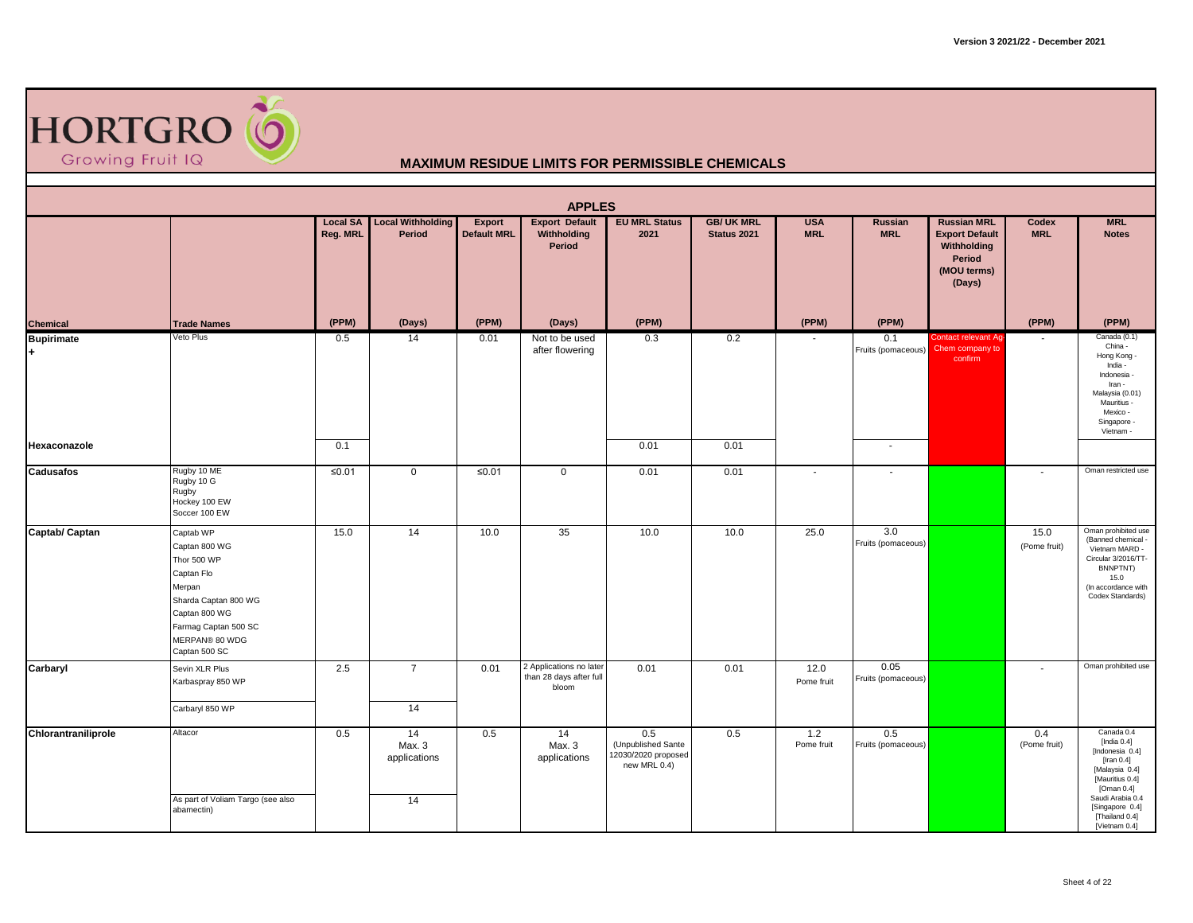Version 3 2021/22 - December 2021

HORTGRO Growing Fruit IQ

## MAXIMUM RESIDUE LIMITS FOR PERMISSIBLE CHEMICALS

### APPLES

| Chemical | Trade Names | Local SA Reg. MRL (PPM) | Local Withholding Period (Days) | Export Default MRL (PPM) | Export Default Withholding Period (Days) | EU MRL Status 2021 (PPM) | GB/ UK MRL Status 2021 | USA MRL (PPM) | Russian MRL (PPM) | Russian MRL Export Default Withholding Period (MOU terms) (Days) | Codex MRL (PPM) | MRL Notes (PPM) |
|---|---|---|---|---|---|---|---|---|---|---|---|---|
| **Bupirimate** + | Veto Plus | 0.5 | 14 | 0.01 | Not to be used after flowering | 0.3 | 0.2 | - | 0.1 Fruits (pomaceous) | Contact relevant Ag-Chem company to confirm | - | Canada (0.1) China - Hong Kong - India - Indonesia - Iran - Malaysia (0.01) Mauritius - Mexico - Singapore - Vietnam - |
| **Hexaconazole** | | 0.1 | | | | 0.01 | 0.01 | | - | | | |
| **Cadusafos** | Rugby 10 ME Rugby 10 G Rugby Hockey 100 EW Soccer 100 EW | ≤0.01 | 0 | ≤0.01 | 0 | 0.01 | 0.01 | - | - | | - | Oman restricted use |
| **Captab/ Captan** | Captab WP Captan 800 WG Thor 500 WP Captan Flo Merpan Sharda Captan 800 WG Captan 800 WG Farmag Captan 500 SC MERPAN® 80 WDG Captan 500 SC | 15.0 | 14 | 10.0 | 35 | 10.0 | 10.0 | 25.0 | 3.0 Fruits (pomaceous) | | 15.0 (Pome fruit) | Oman prohibited use (Banned chemical - Vietnam MARD - Circular 3/2016/TT-BNNPTNT) 15.0 (In accordance with Codex Standards) |
| **Carbaryl** | Sevin XLR Plus Karbaspray 850 WP | 2.5 | 7 | 0.01 | 2 Applications no later than 28 days after full bloom | 0.01 | 0.01 | 12.0 Pome fruit | 0.05 Fruits (pomaceous) | | - | Oman prohibited use |
| | Carbaryl 850 WP | | 14 | | | | | | | | | |
| **Chlorantraniliprole** | Altacor | 0.5 | 14 Max. 3 applications | 0.5 | 14 Max. 3 applications | 0.5 (Unpublished Sante 12030/2020 proposed new MRL 0.4) | 0.5 | 1.2 Pome fruit | 0.5 Fruits (pomaceous) | | 0.4 (Pome fruit) | Canada 0.4 [India 0.4] [Indonesia 0.4] [Iran 0.4] [Malaysia 0.4] [Mauritius 0.4] [Oman 0.4] Saudi Arabia 0.4 [Singapore 0.4] [Thailand 0.4] [Vietnam 0.4] |
| | As part of Voliam Targo (see also abamectin) | | 14 | | | | | | | | | |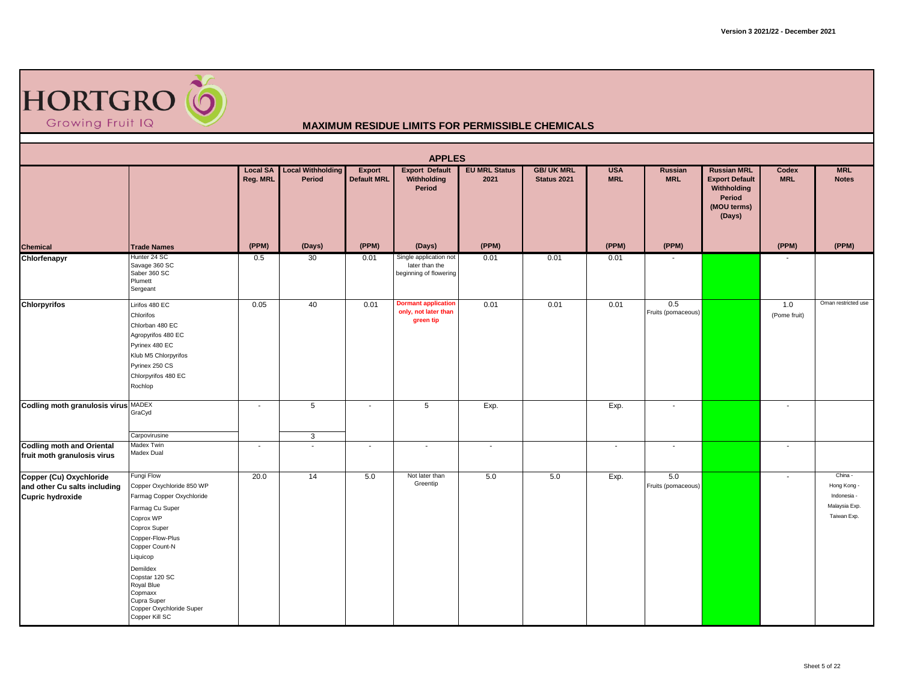Version 3 2021/22 - December 2021

HORTGRO Growing Fruit IQ

## MAXIMUM RESIDUE LIMITS FOR PERMISSIBLE CHEMICALS

### APPLES

| Chemical | Trade Names | Local SA Reg. MRL (PPM) | Local Withholding Period (Days) | Export Default MRL (PPM) | Export Default Withholding Period (Days) | EU MRL Status 2021 (PPM) | GB/ UK MRL Status 2021 | USA MRL (PPM) | Russian MRL (PPM) | Russian MRL Export Default Withholding Period (MOU terms) (Days) | Codex MRL (PPM) | MRL Notes (PPM) |
|---|---|---|---|---|---|---|---|---|---|---|---|---|
| **Chlorfenapyr** | Hunter 24 SC<br>Savage 360 SC<br>Saber 360 SC<br>Plumett<br>Sergeant | 0.5 | 30 | 0.01 | Single application not later than the beginning of flowering | 0.01 | 0.01 | 0.01 | - | | - | |
| **Chlorpyrifos** | Lirifos 480 EC<br>Chlorifos<br>Chlorban 480 EC<br>Agropyrifos 480 EC<br>Pyrinex 480 EC<br>Klub M5 Chlorpyrifos<br>Pyrinex 250 CS<br>Chlorpyrifos 480 EC<br>Rochlop | 0.05 | 40 | 0.01 | **Dormant application only, not later than green tip** | 0.01 | 0.01 | 0.01 | 0.5<br>Fruits (pomaceous) | | 1.0<br>(Pome fruit) | Oman restricted use |
| **Codling moth granulosis virus** | MADEX<br>GraCyd | - | 5 | - | 5 | Exp. | | Exp. | - | | - | |
| | Carpovirusine | | 3 | | | | | | | | | |
| **Codling moth and Oriental fruit moth granulosis virus** | Madex Twin<br>Madex Dual | - | - | - | - | - | | - | - | | - | |
| **Copper (Cu) Oxychloride and other Cu salts including Cupric hydroxide** | Fungi Flow<br>Copper Oxychloride 850 WP<br>Farmag Copper Oxychloride<br>Farmag Cu Super<br>Coprox WP<br>Coprox Super<br>Copper-Flow-Plus<br>Copper Count-N<br>Liquicop<br>Demildex<br>Copstar 120 SC<br>Royal Blue<br>Copmaxx<br>Cupra Super<br>Copper Oxychloride Super<br>Copper Kill SC | 20.0 | 14 | 5.0 | Not later than Greentip | 5.0 | 5.0 | Exp. | 5.0<br>Fruits (pomaceous) | | - | China -<br>Hong Kong -<br>Indonesia -<br>Malaysia Exp.<br>Taiwan Exp. |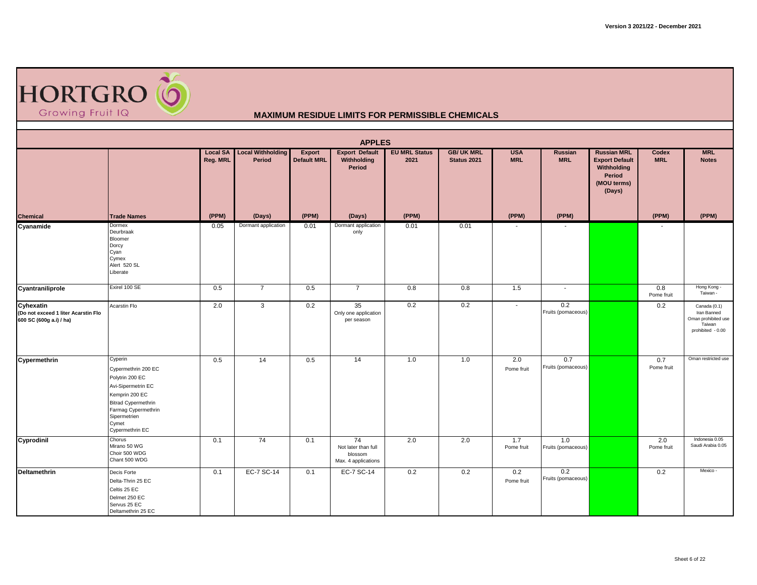## MAXIMUM RESIDUE LIMITS FOR PERMISSIBLE CHEMICALS

### APPLES

| Chemical | Trade Names | Local SA Reg. MRL | Local Withholding Period | Export Default MRL | Export Default Withholding Period | EU MRL Status 2021 | GB/ UK MRL Status 2021 | USA MRL | Russian MRL | Russian MRL Export Default Withholding Period (MOU terms) (Days) | Codex MRL | MRL Notes |
|---|---|---|---|---|---|---|---|---|---|---|---|---|
| | | (PPM) | (Days) | (PPM) | (Days) | (PPM) | | (PPM) | (PPM) | | (PPM) | (PPM) |
| **Cyanamide** | Dormex<br>Deurbraak<br>Bloomer<br>Dorcy<br>Cyan<br>Cymex<br>Alert 520 SL<br>Liberate | 0.05 | Dormant application | 0.01 | Dormant application only | 0.01 | 0.01 | - | - | | - | |
| **Cyantraniliprole** | Exirel 100 SE | 0.5 | 7 | 0.5 | 7 | 0.8 | 0.8 | 1.5 | - | | 0.8<br>Pome fruit | Hong Kong -<br>Taiwan - |
| **Cyhexatin**<br>**(Do not exceed 1 liter Acarstin Flo 600 SC (600g a.i) / ha)** | Acarstin Flo | 2.0 | 3 | 0.2 | 35<br>Only one application per season | 0.2 | 0.2 | - | 0.2<br>Fruits (pomaceous) | | 0.2 | Canada (0.1)<br>Iran Banned<br>Oman prohibited use<br>Taiwan prohibited - 0.00 |
| **Cypermethrin** | Cyperin<br>Cypermethrin 200 EC<br>Polytrin 200 EC<br>Avi-Sipermetrin EC<br>Kemprin 200 EC<br>Bitrad Cypermethrin<br>Farmag Cypermethrin<br>Sipermetrien<br>Cymet<br>Cypermethrin EC | 0.5 | 14 | 0.5 | 14 | 1.0 | 1.0 | 2.0<br>Pome fruit | 0.7<br>Fruits (pomaceous) | | 0.7<br>Pome fruit | Oman restricted use |
| **Cyprodinil** | Chorus<br>Mirano 50 WG<br>Choir 500 WDG<br>Chant 500 WDG | 0.1 | 74 | 0.1 | 74<br>Not later than full blossom<br>Max. 4 applications | 2.0 | 2.0 | 1.7<br>Pome fruit | 1.0<br>Fruits (pomaceous) | | 2.0<br>Pome fruit | Indonesia 0.05<br>Saudi Arabia 0.05 |
| **Deltamethrin** | Decis Forte<br>Delta-Thrin 25 EC<br>Celtis 25 EC<br>Delmet 250 EC<br>Servus 25 EC<br>Deltamethrin 25 EC | 0.1 | EC-7 SC-14 | 0.1 | EC-7 SC-14 | 0.2 | 0.2 | 0.2<br>Pome fruit | 0.2<br>Fruits (pomaceous) | | 0.2 | Mexico - |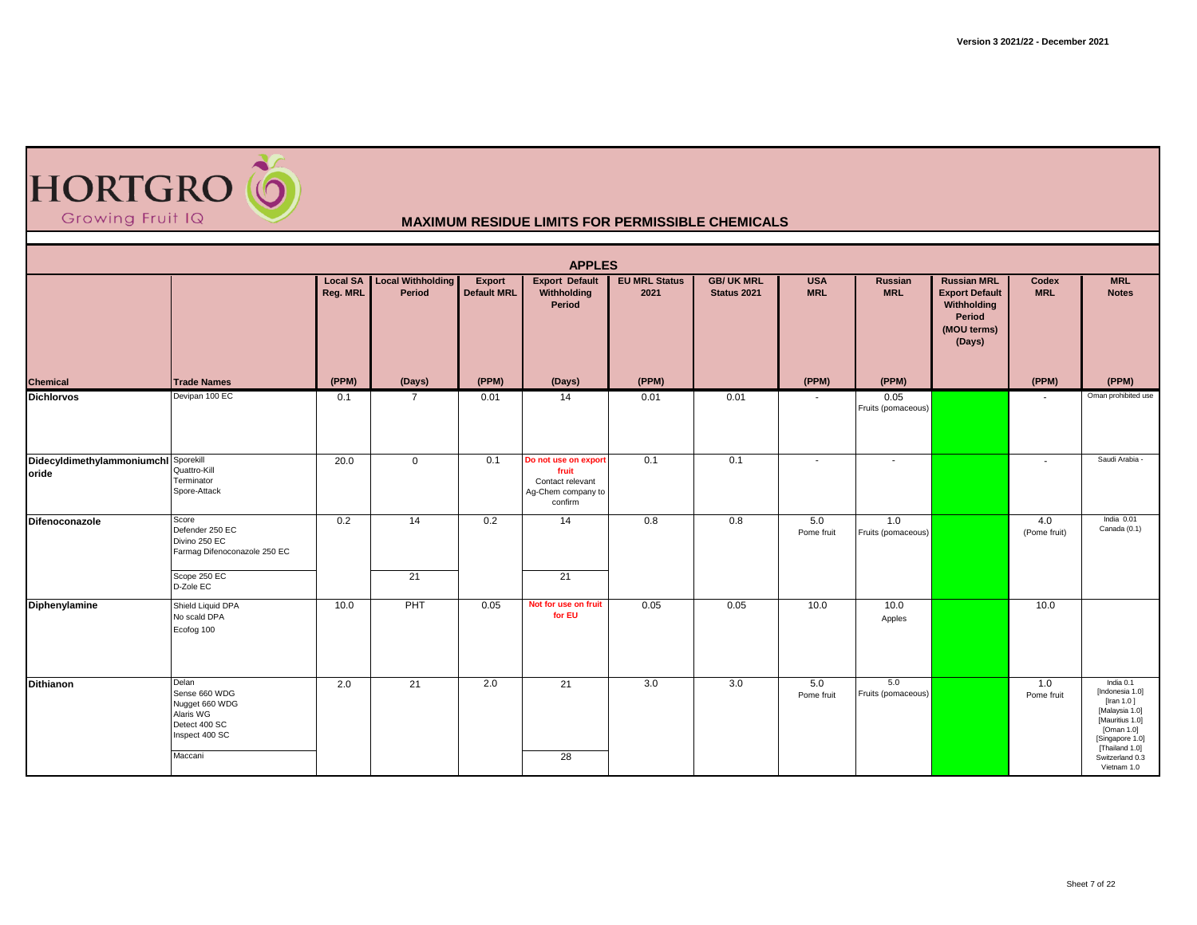Version 3 2021/22 - December 2021

HORTGRO Growing Fruit IQ

## MAXIMUM RESIDUE LIMITS FOR PERMISSIBLE CHEMICALS

### APPLES

| Chemical | Trade Names | Local SA Reg. MRL | Local Withholding Period | Export Default MRL | Export Default Withholding Period | EU MRL Status 2021 | GB/ UK MRL Status 2021 | USA MRL | Russian MRL | Russian MRL Export Default Withholding Period (MOU terms) (Days) | Codex MRL | MRL Notes |
|---|---|---|---|---|---|---|---|---|---|---|---|---|
| | | (PPM) | (Days) | (PPM) | (Days) | (PPM) | | (PPM) | (PPM) | | (PPM) | (PPM) |
| **Dichlorvos** | Devipan 100 EC | 0.1 | 7 | 0.01 | 14 | 0.01 | 0.01 | - | 0.05 Fruits (pomaceous) | | - | Oman prohibited use |
| **Didecyldimethylammoniumchloride** | Sporekill, Quattro-Kill, Terminator, Spore-Attack | 20.0 | 0 | 0.1 | Do not use on export fruit. Contact relevant Ag-Chem company to confirm | 0.1 | 0.1 | - | - | | - | Saudi Arabia - |
| **Difenoconazole** | Score, Defender 250 EC, Divino 250 EC, Farmag Difenoconazole 250 EC | 0.2 | 14 | 0.2 | 14 | 0.8 | 0.8 | 5.0 Pome fruit | 1.0 Fruits (pomaceous) | | 4.0 (Pome fruit) | India 0.01, Canada (0.1) |
| | Scope 250 EC, D-Zole EC | | 21 | | 21 | | | | | | | |
| **Diphenylamine** | Shield Liquid DPA, No scald DPA, Ecofog 100 | 10.0 | PHT | 0.05 | Not for use on fruit for EU | 0.05 | 0.05 | 10.0 | 10.0 Apples | | 10.0 | |
| **Dithianon** | Delan, Sense 660 WDG, Nugget 660 WDG, Alaris WG, Detect 400 SC, Inspect 400 SC | 2.0 | 21 | 2.0 | 21 | 3.0 | 3.0 | 5.0 Pome fruit | 5.0 Fruits (pomaceous) | | 1.0 Pome fruit | India 0.1, [Indonesia 1.0], [Iran 1.0], [Malaysia 1.0], [Mauritius 1.0], [Oman 1.0], [Singapore 1.0], [Thailand 1.0], Switzerland 0.3, Vietnam 1.0 |
| | Maccani | | | | 28 | | | | | | | |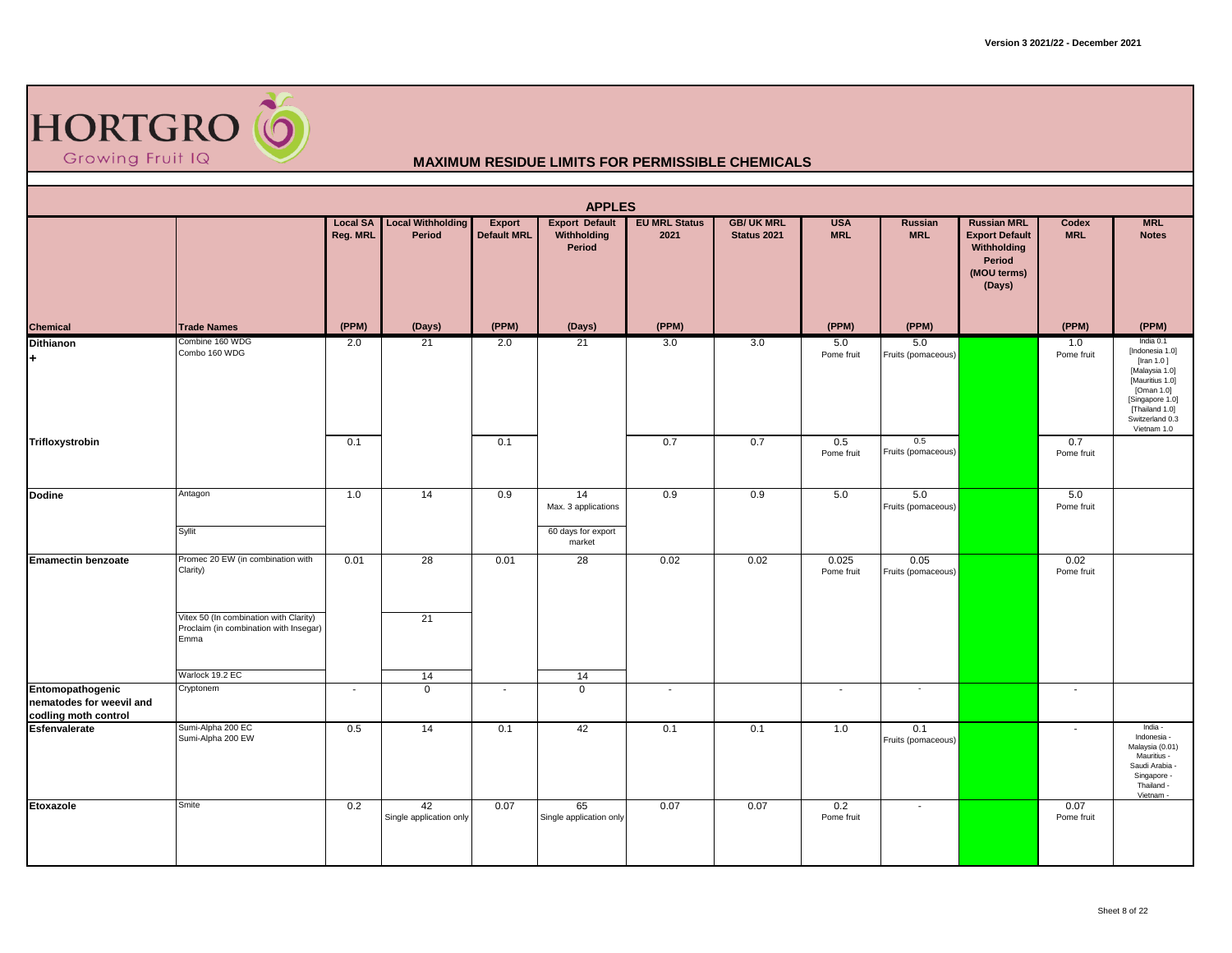HORTGRO Growing Fruit IQ

Version 3 2021/22 - December 2021

## MAXIMUM RESIDUE LIMITS FOR PERMISSIBLE CHEMICALS

### APPLES

| Chemical | Trade Names | Local SA Reg. MRL (PPM) | Local Withholding Period (Days) | Export Default MRL (PPM) | Export Default Withholding Period (Days) | EU MRL Status 2021 (PPM) | GB/ UK MRL Status 2021 | USA MRL (PPM) | Russian MRL (PPM) | Russian MRL Export Default Withholding Period (MOU terms) (Days) | Codex MRL (PPM) | MRL Notes (PPM) |
|---|---|---|---|---|---|---|---|---|---|---|---|---|
| **Dithianon +** | Combine 160 WDG<br>Combo 160 WDG | 2.0 | 21 | 2.0 | 21 | 3.0 | 3.0 | 5.0<br>Pome fruit | 5.0<br>Fruits (pomaceous) | | 1.0<br>Pome fruit | India 0.1<br>[Indonesia 1.0]<br>[Iran 1.0 ]<br>[Malaysia 1.0]<br>[Mauritius 1.0]<br>[Oman 1.0]<br>[Singapore 1.0]<br>[Thailand 1.0]<br>Switzerland 0.3<br>Vietnam 1.0 |
| **Trifloxystrobin** | | 0.1 | | 0.1 | | 0.7 | 0.7 | 0.5<br>Pome fruit | 0.5<br>Fruits (pomaceous) | | 0.7<br>Pome fruit | |
| **Dodine** | Antagon | 1.0 | 14 | 0.9 | 14<br>Max. 3 applications | 0.9 | 0.9 | 5.0 | 5.0<br>Fruits (pomaceous) | | 5.0<br>Pome fruit | |
| | Syllit | | | | 60 days for export market | | | | | | | |
| **Emamectin benzoate** | Promec 20 EW (in combination with Clarity) | 0.01 | 28 | 0.01 | 28 | 0.02 | 0.02 | 0.025<br>Pome fruit | 0.05<br>Fruits (pomaceous) | | 0.02<br>Pome fruit | |
| | Vitex 50 (In combination with Clarity)<br>Proclaim (in combination with Insegar)<br>Emma | | 21 | | | | | | | | | |
| | Warlock 19.2 EC | | 14 | | 14 | | | | | | | |
| **Entomopathogenic nematodes for weevil and codling moth control** | Cryptonem | - | 0 | - | 0 | - | | - | - | | - | |
| **Esfenvalerate** | Sumi-Alpha 200 EC<br>Sumi-Alpha 200 EW | 0.5 | 14 | 0.1 | 42 | 0.1 | 0.1 | 1.0 | 0.1<br>Fruits (pomaceous) | | - | India -<br>Indonesia -<br>Malaysia (0.01)<br>Mauritius -<br>Saudi Arabia -<br>Singapore -<br>Thailand -<br>Vietnam - |
| **Etoxazole** | Smite | 0.2 | 42<br>Single application only | 0.07 | 65<br>Single application only | 0.07 | 0.07 | 0.2<br>Pome fruit | - | | 0.07<br>Pome fruit | |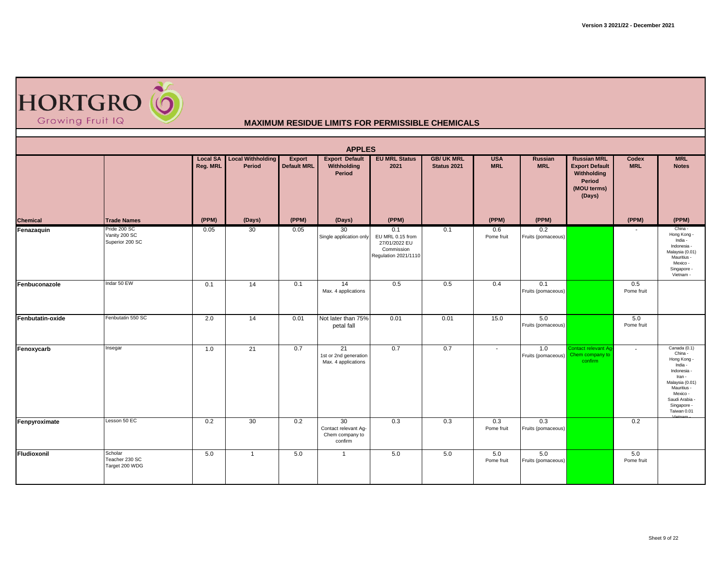Version 3 2021/22 - December 2021

HORTGRO Growing Fruit IQ

## MAXIMUM RESIDUE LIMITS FOR PERMISSIBLE CHEMICALS

### APPLES

| Chemical | Trade Names | Local SA Reg. MRL | Local Withholding Period | Export Default MRL | Export Default Withholding Period | EU MRL Status 2021 | GB/ UK MRL Status 2021 | USA MRL | Russian MRL | Russian MRL Export Default Withholding Period (MOU terms) (Days) | Codex MRL | MRL Notes |
|---|---|---|---|---|---|---|---|---|---|---|---|---|
| | | (PPM) | (Days) | (PPM) | (Days) | (PPM) | | (PPM) | (PPM) | | (PPM) | (PPM) |
| **Fenazaquin** | Pride 200 SC<br>Vanity 200 SC<br>Superior 200 SC | 0.05 | 30 | 0.05 | 30<br>Single application only | 0.1<br>EU MRL 0.15 from 27/01/2022 EU Commission Regulation 2021/1110 | 0.1 | 0.6<br>Pome fruit | 0.2<br>Fruits (pomaceous) | | - | China -<br>Hong Kong -<br>India -<br>Indonesia -<br>Malaysia (0.01)<br>Mauritius -<br>Mexico -<br>Singapore -<br>Vietnam - |
| **Fenbuconazole** | Indar 50 EW | 0.1 | 14 | 0.1 | 14<br>Max. 4 applications | 0.5 | 0.5 | 0.4 | 0.1<br>Fruits (pomaceous) | | 0.5<br>Pome fruit | |
| **Fenbutatin-oxide** | Fenbutatin 550 SC | 2.0 | 14 | 0.01 | Not later than 75% petal fall | 0.01 | 0.01 | 15.0 | 5.0<br>Fruits (pomaceous) | | 5.0<br>Pome fruit | |
| **Fenoxycarb** | Insegar | 1.0 | 21 | 0.7 | 21<br>1st or 2nd generation<br>Max. 4 applications | 0.7 | 0.7 | - | 1.0<br>Fruits (pomaceous) | Contact relevant Ag-Chem company to confirm | - | Canada (0.1)<br>China -<br>Hong Kong -<br>India -<br>Indonesia -<br>Iran -<br>Malaysia (0.01)<br>Mauritius -<br>Mexico -<br>Saudi Arabia -<br>Singapore -<br>Taiwan 0.01<br>Vietnam - |
| **Fenpyroximate** | Lesson 50 EC | 0.2 | 30 | 0.2 | 30<br>Contact relevant Ag-Chem company to confirm | 0.3 | 0.3 | 0.3<br>Pome fruit | 0.3<br>Fruits (pomaceous) | | 0.2 | |
| **Fludioxonil** | Scholar<br>Teacher 230 SC<br>Target 200 WDG | 5.0 | 1 | 5.0 | 1 | 5.0 | 5.0 | 5.0<br>Pome fruit | 5.0<br>Fruits (pomaceous) | | 5.0<br>Pome fruit | |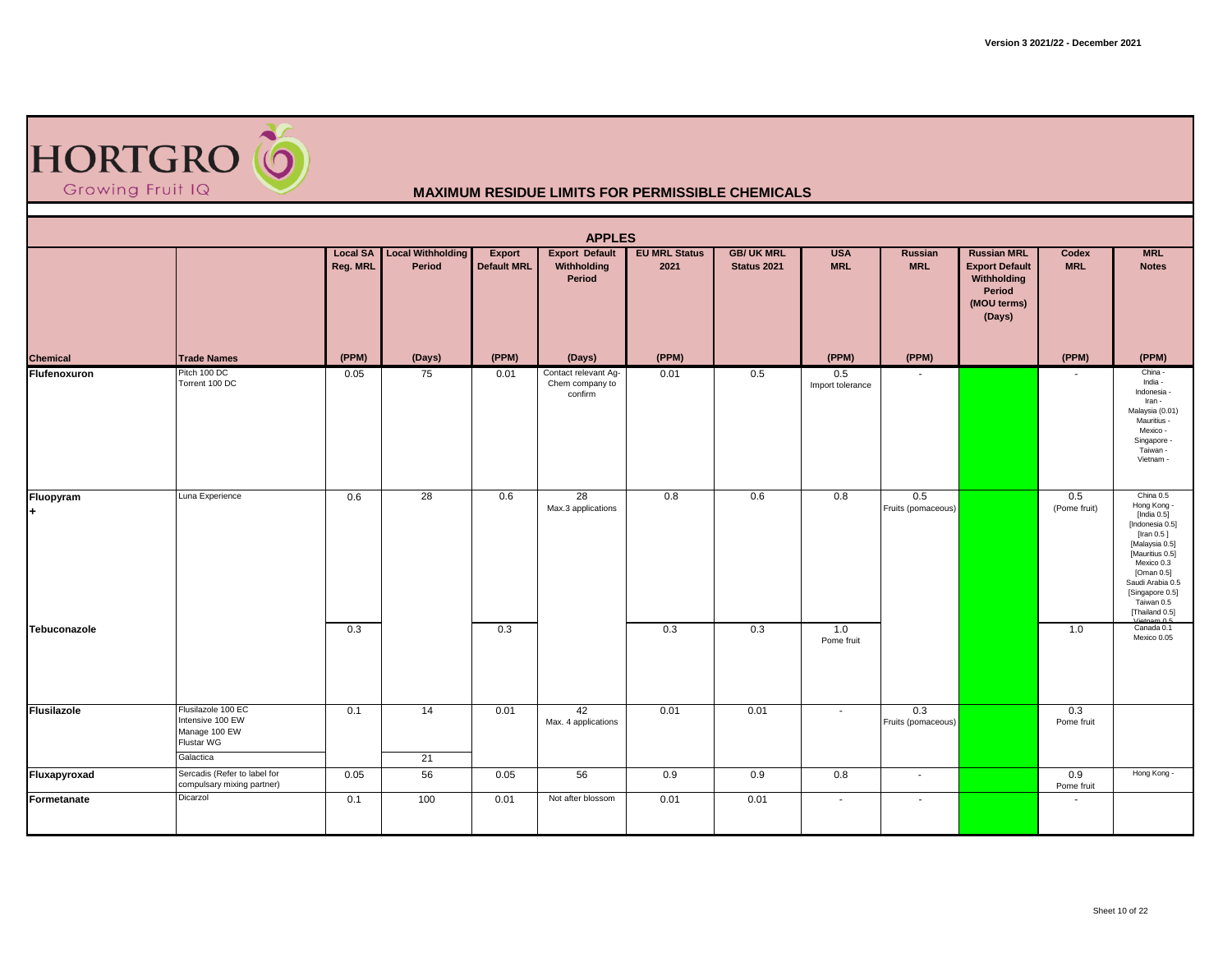# MAXIMUM RESIDUE LIMITS FOR PERMISSIBLE CHEMICALS

## APPLES

| Chemical | Trade Names | Local SA Reg. MRL (PPM) | Local Withholding Period (Days) | Export Default MRL (PPM) | Export Default Withholding Period (Days) | EU MRL Status 2021 (PPM) | GB/ UK MRL Status 2021 | USA MRL (PPM) | Russian MRL (PPM) | Russian MRL Export Default Withholding Period (MOU terms) (Days) | Codex MRL (PPM) | MRL Notes (PPM) |
|---|---|---|---|---|---|---|---|---|---|---|---|---|
| Flufenoxuron | Pitch 100 DC<br>Torrent 100 DC | 0.05 | 75 | 0.01 | Contact relevant Ag-Chem company to confirm | 0.01 | 0.5 | 0.5<br>Import tolerance | - | | - | China -<br>India -<br>Indonesia -<br>Iran -<br>Malaysia (0.01)<br>Mauritius -<br>Mexico -<br>Singapore -<br>Taiwan -<br>Vietnam - |
| Fluopyram<br>+ | Luna Experience | 0.6 | 28 | 0.6 | 28<br>Max.3 applications | 0.8 | 0.6 | 0.8 | 0.5<br>Fruits (pomaceous) | | 0.5<br>(Pome fruit) | China 0.5<br>Hong Kong -<br>[India 0.5]<br>[Indonesia 0.5]<br>[Iran 0.5 ]<br>[Malaysia 0.5]<br>[Mauritius 0.5]<br>Mexico 0.3<br>[Oman 0.5]<br>Saudi Arabia 0.5<br>[Singapore 0.5]<br>Taiwan 0.5<br>[Thailand 0.5]<br>Vietnam 0.5 |
| Tebuconazole | | 0.3 | | 0.3 | | 0.3 | 0.3 | 1.0<br>Pome fruit | | | 1.0 | Canada 0.1<br>Mexico 0.05 |
| Flusilazole | Flusilazole 100 EC<br>Intensive 100 EW<br>Manage 100 EW<br>Flustar WG | 0.1 | 14 | 0.01 | 42<br>Max. 4 applications | 0.01 | 0.01 | - | 0.3<br>Fruits (pomaceous) | | 0.3<br>Pome fruit | |
| | Galactica | | 21 | | | | | | | | | |
| Fluxapyroxad | Sercadis (Refer to label for compulsary mixing partner) | 0.05 | 56 | 0.05 | 56 | 0.9 | 0.9 | 0.8 | - | | 0.9<br>Pome fruit | Hong Kong - |
| Formetanate | Dicarzol | 0.1 | 100 | 0.01 | Not after blossom | 0.01 | 0.01 | - | - | | - | |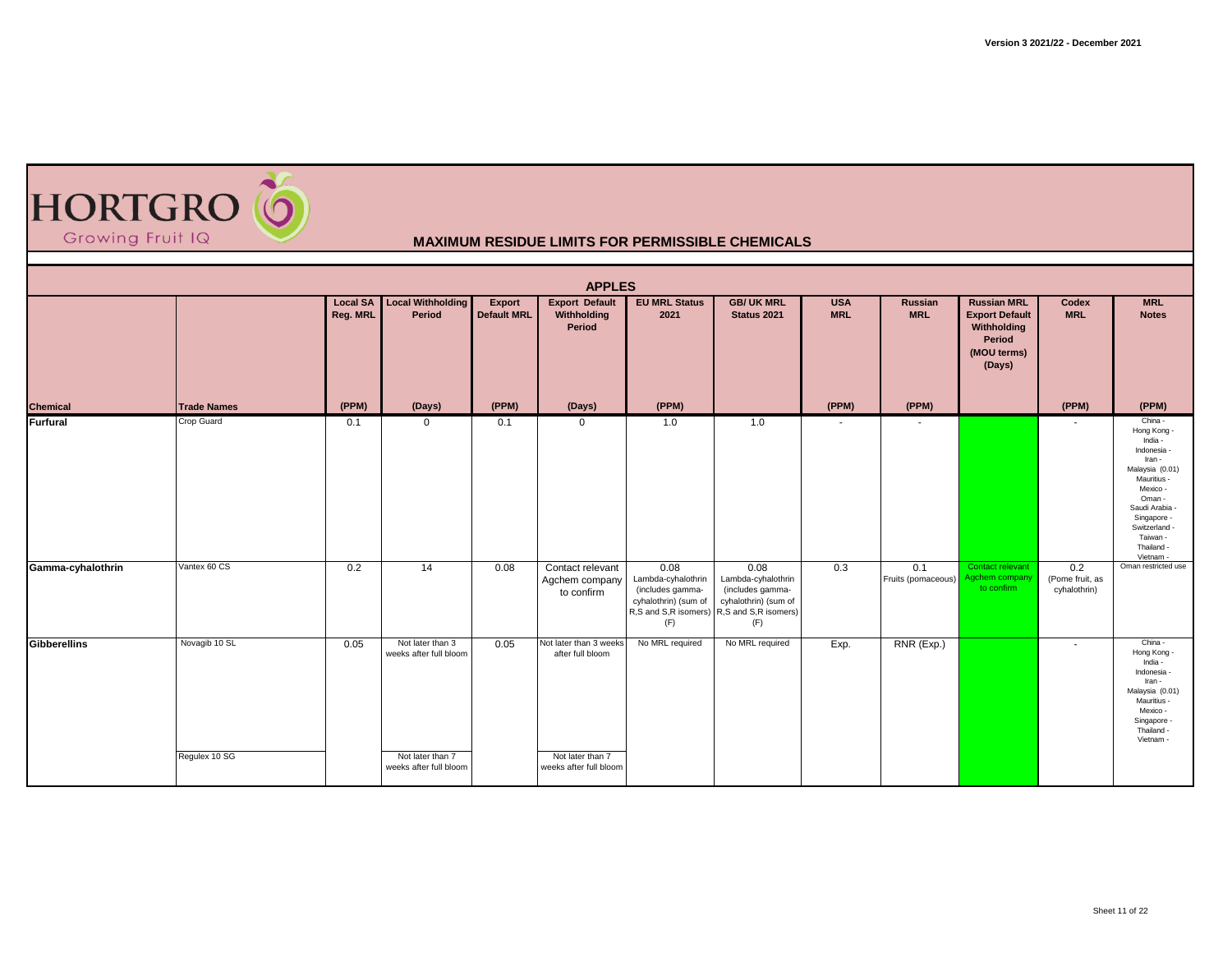Version 3 2021/22 - December 2021

HORTGRO Growing Fruit IQ

## MAXIMUM RESIDUE LIMITS FOR PERMISSIBLE CHEMICALS

### APPLES

| Chemical | Trade Names | Local SA Reg. MRL (PPM) | Local Withholding Period (Days) | Export Default MRL (PPM) | Export Default Withholding Period (Days) | EU MRL Status 2021 (PPM) | GB/ UK MRL Status 2021 | USA MRL (PPM) | Russian MRL (PPM) | Russian MRL Export Default Withholding Period (MOU terms) (Days) | Codex MRL (PPM) | MRL Notes (PPM) |
|---|---|---|---|---|---|---|---|---|---|---|---|---|
| **Furfural** | Crop Guard | 0.1 | 0 | 0.1 | 0 | 1.0 | 1.0 | - | - | | - | China - Hong Kong - India - Indonesia - Iran - Malaysia (0.01) Mauritius - Mexico - Oman - Saudi Arabia - Singapore - Switzerland - Taiwan - Thailand - Vietnam - |
| **Gamma-cyhalothrin** | Vantex 60 CS | 0.2 | 14 | 0.08 | Contact relevant Agchem company to confirm | 0.08 Lambda-cyhalothrin (includes gamma-cyhalothrin) (sum of R,S and S,R isomers) (F) | 0.08 Lambda-cyhalothrin (includes gamma-cyhalothrin) (sum of R,S and S,R isomers) (F) | 0.3 | 0.1 Fruits (pomaceous) | Contact relevant Agchem company to confirm | 0.2 (Pome fruit, as cyhalothrin) | Oman restricted use |
| **Gibberellins** | Novagib 10 SL | 0.05 | Not later than 3 weeks after full bloom | 0.05 | Not later than 3 weeks after full bloom | No MRL required | No MRL required | Exp. | RNR (Exp.) | | - | China - Hong Kong - India - Indonesia - Iran - Malaysia (0.01) Mauritius - Mexico - Singapore - Thailand - Vietnam - |
| | Regulex 10 SG | | Not later than 7 weeks after full bloom | | Not later than 7 weeks after full bloom | | | | | | | |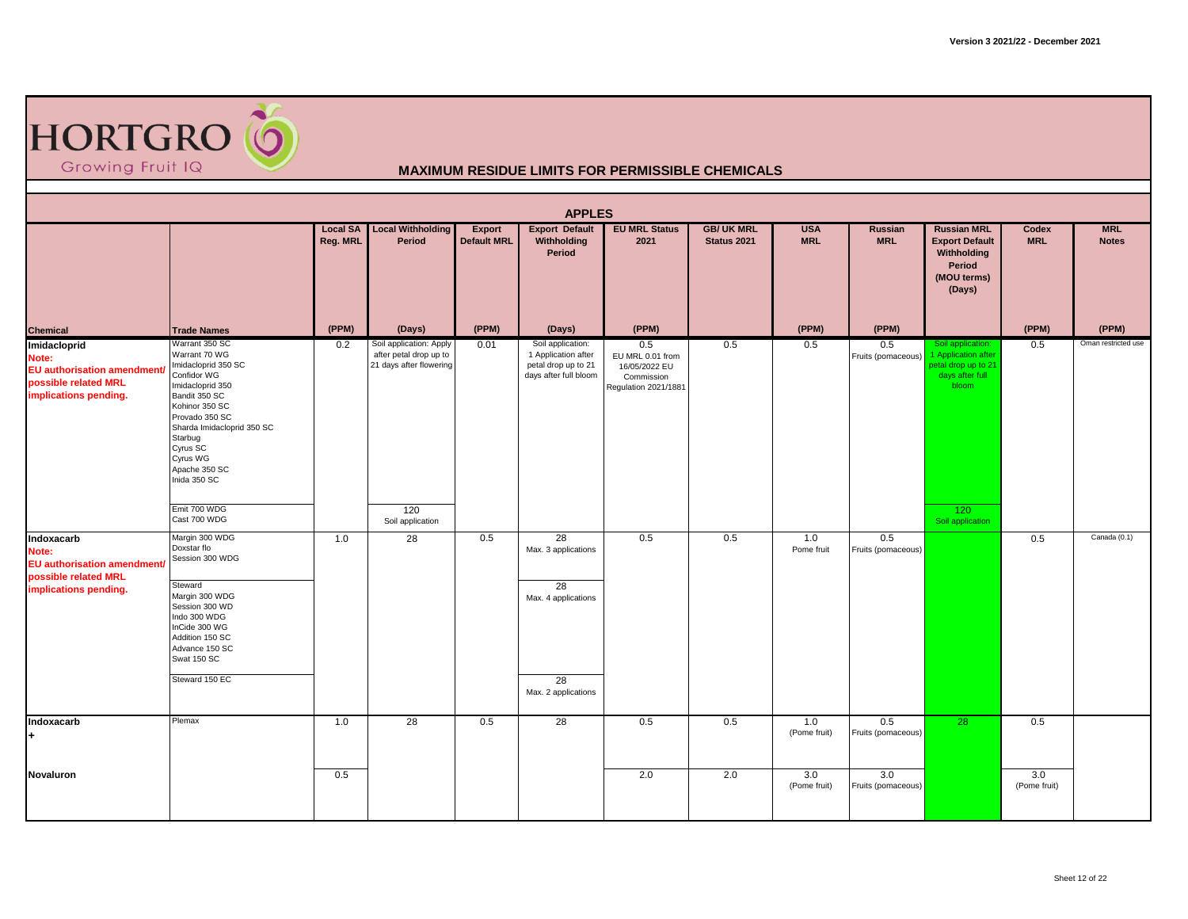Version 3 2021/22 - December 2021

# HORTGRO

Growing Fruit IQ

## MAXIMUM RESIDUE LIMITS FOR PERMISSIBLE CHEMICALS

### APPLES

| Chemical | Trade Names | Local SA Reg. MRL (PPM) | Local Withholding Period (Days) | Export Default MRL (PPM) | Export Default Withholding Period (Days) | EU MRL Status 2021 (PPM) | GB/ UK MRL Status 2021 | USA MRL (PPM) | Russian MRL (PPM) | Russian MRL Export Default Withholding Period (MOU terms) (Days) | Codex MRL (PPM) | MRL Notes (PPM) |
|---|---|---|---|---|---|---|---|---|---|---|---|---|
| **Imidacloprid** Note: EU authorisation amendment/ possible related MRL implications pending. | Warrant 350 SC, Warrant 70 WG, Imidacloprid 350 SC, Confidor WG, Imidacloprid 350, Bandit 350 SC, Kohinor 350 SC, Provado 350 SC, Sharda Imidacloprid 350 SC, Starbug, Cyrus SC, Cyrus WG, Apache 350 SC, Inida 350 SC | 0.2 | Soil application: Apply after petal drop up to 21 days after flowering | 0.01 | Soil application: 1 Application after petal drop up to 21 days after full bloom | 0.5 EU MRL 0.01 from 16/05/2022 EU Commission Regulation 2021/1881 | 0.5 | 0.5 | 0.5 Fruits (pomaceous) | Soil application: 1 Application after petal drop up to 21 days after full bloom | 0.5 | Oman restricted use |
| | Emit 700 WDG, Cast 700 WDG | | 120 Soil application | | | | | | | 120 Soil application | | |
| **Indoxacarb** Note: EU authorisation amendment/ possible related MRL implications pending. | Margin 300 WDG, Doxstar flo, Session 300 WDG | 1.0 | 28 | 0.5 | 28 Max. 3 applications | 0.5 | 0.5 | 1.0 Pome fruit | 0.5 Fruits (pomaceous) | | 0.5 | Canada (0.1) |
| | Steward, Margin 300 WDG, Session 300 WD, Indo 300 WDG, InCide 300 WG, Addition 150 SC, Advance 150 SC, Swat 150 SC | | | | 28 Max. 4 applications | | | | | | | |
| | Steward 150 EC | | | | 28 Max. 2 applications | | | | | | | |
| **Indoxacarb +** | Plemax | 1.0 | 28 | 0.5 | 28 | 0.5 | 0.5 | 1.0 (Pome fruit) | 0.5 Fruits (pomaceous) | 28 | 0.5 | |
| **Novaluron** | | 0.5 | | | | 2.0 | 2.0 | 3.0 (Pome fruit) | 3.0 Fruits (pomaceous) | | 3.0 (Pome fruit) | |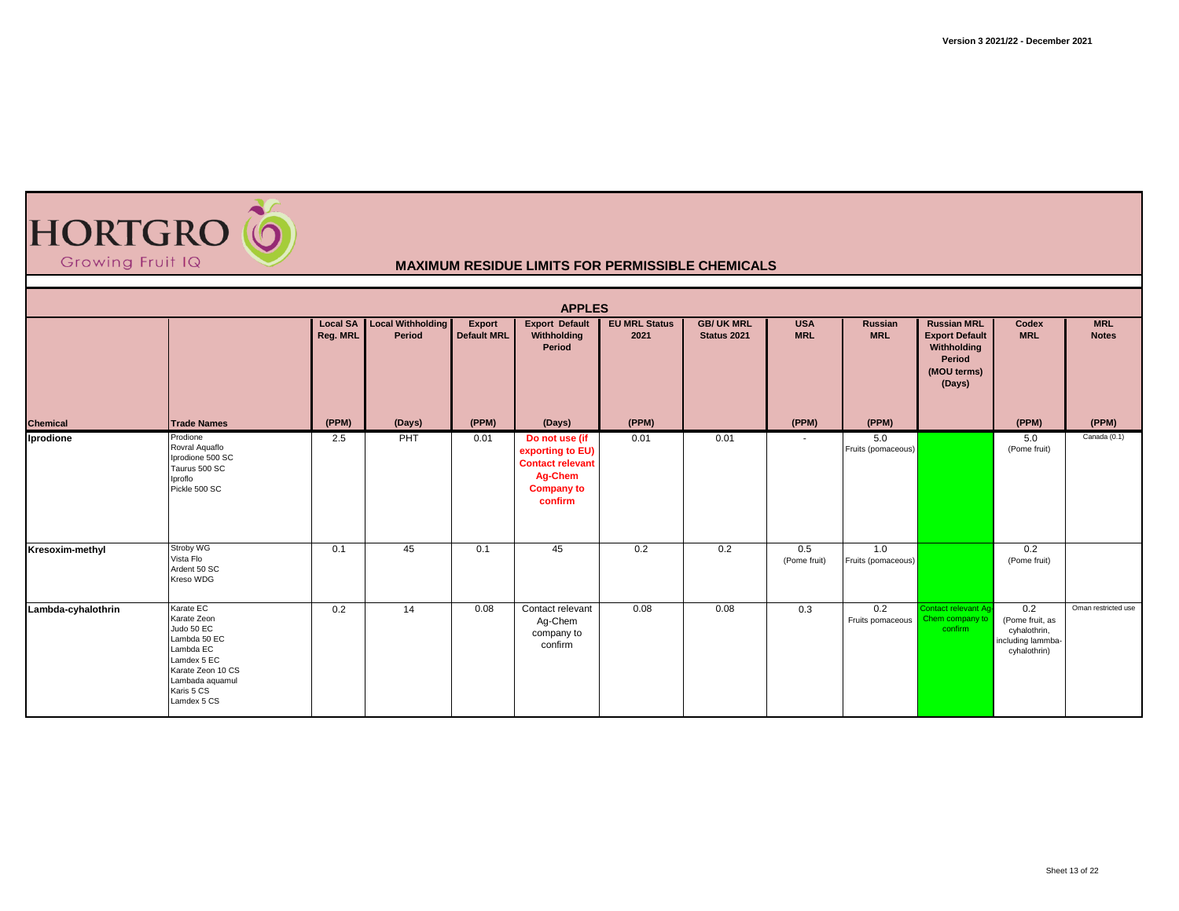**HORTGRO** Growing Fruit IQ

## MAXIMUM RESIDUE LIMITS FOR PERMISSIBLE CHEMICALS

### APPLES

| Chemical | Trade Names | Local SA Reg. MRL (PPM) | Local Withholding Period (Days) | Export Default MRL (PPM) | Export Default Withholding Period (Days) | EU MRL Status 2021 (PPM) | GB/ UK MRL Status 2021 | USA MRL (PPM) | Russian MRL (PPM) | Russian MRL Export Default Withholding Period (MOU terms) (Days) | Codex MRL (PPM) | MRL Notes (PPM) |
|---|---|---|---|---|---|---|---|---|---|---|---|---|
| **Iprodione** | Prodione<br>Rovral Aquaflo<br>Iprodione 500 SC<br>Taurus 500 SC<br>Iproflo<br>Pickle 500 SC | 2.5 | PHT | 0.01 | **Do not use (if exporting to EU) Contact relevant Ag-Chem Company to confirm** | 0.01 | 0.01 | - | 5.0 Fruits (pomaceous) | | 5.0 (Pome fruit) | Canada (0.1) |
| **Kresoxim-methyl** | Stroby WG<br>Vista Flo<br>Ardent 50 SC<br>Kreso WDG | 0.1 | 45 | 0.1 | 45 | 0.2 | 0.2 | 0.5 (Pome fruit) | 1.0 Fruits (pomaceous) | | 0.2 (Pome fruit) | |
| **Lambda-cyhalothrin** | Karate EC<br>Karate Zeon<br>Judo 50 EC<br>Lambda 50 EC<br>Lambda EC<br>Lamdex 5 EC<br>Karate Zeon 10 CS<br>Lambada aquamul<br>Karis 5 CS<br>Lamdex 5 CS | 0.2 | 14 | 0.08 | Contact relevant Ag-Chem company to confirm | 0.08 | 0.08 | 0.3 | 0.2 Fruits pomaceous | Contact relevant Ag-Chem company to confirm | 0.2 (Pome fruit, as cyhalothrin, including lammba-cyhalothrin) | Oman restricted use |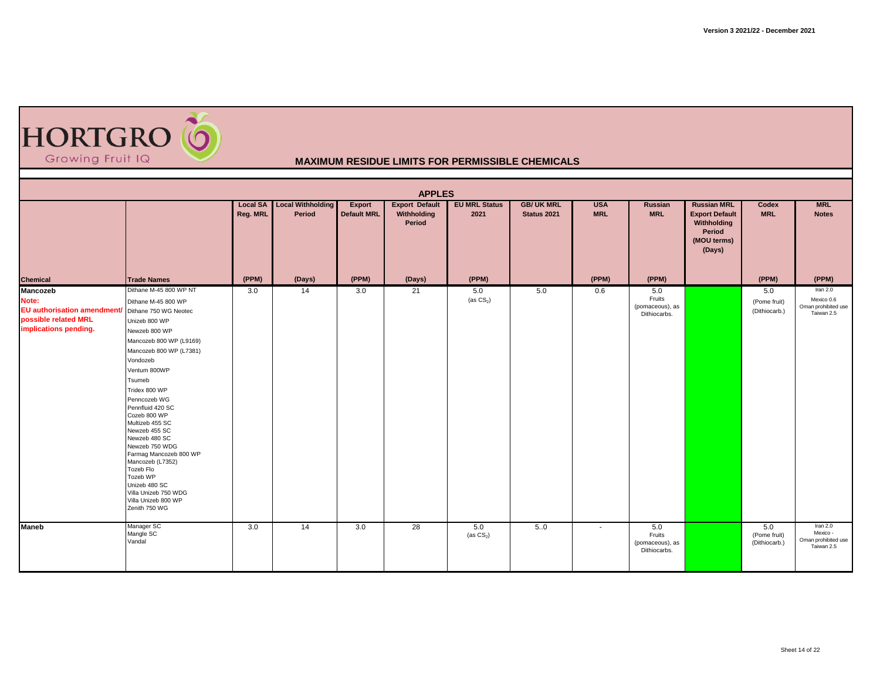HORTGRO
Growing Fruit IQ

**MAXIMUM RESIDUE LIMITS FOR PERMISSIBLE CHEMICALS**

Version 3 2021/22 - December 2021

## APPLES

| Chemical | Trade Names | Local SA Reg. MRL | Local Withholding Period | Export Default MRL | Export Default Withholding Period | EU MRL Status 2021 | GB/ UK MRL Status 2021 | USA MRL | Russian MRL | Russian MRL Export Default Withholding Period (MOU terms) (Days) | Codex MRL | MRL Notes |
|---|---|---|---|---|---|---|---|---|---|---|---|---|
| | | (PPM) | (Days) | (PPM) | (Days) | (PPM) | | (PPM) | (PPM) | | (PPM) | (PPM) |
| **Mancozeb** **Note: EU authorisation amendment/ possible related MRL implications pending.** | Dithane M-45 800 WP NT<br>Dithane M-45 800 WP<br>Dithane 750 WG Neotec<br>Unizeb 800 WP<br>Newzeb 800 WP<br>Mancozeb 800 WP (L9169)<br>Mancozeb 800 WP (L7381)<br>Vondozeb<br>Ventum 800WP<br>Tsumeb<br>Tridex 800 WP<br>Penncozeb WG<br>Pennfluid 420 SC<br>Cozeb 800 WP<br>Multizeb 455 SC<br>Newzeb 455 SC<br>Newzeb 480 SC<br>Newzeb 750 WDG<br>Farmag Mancozeb 800 WP<br>Mancozeb (L7352)<br>Tozeb Flo<br>Tozeb WP<br>Unizeb 480 SC<br>Villa Unizeb 750 WDG<br>Villa Unizeb 800 WP<br>Zenith 750 WG | 3.0 | 14 | 3.0 | 21 | 5.0 (as $CS_2$) | 5.0 | 0.6 | 5.0 Fruits (pomaceous), as Dithiocarbs. | | 5.0 (Pome fruit) (Dithiocarb.) | Iran 2.0<br>Mexico 0.6<br>Oman prohibited use<br>Taiwan 2.5 |
| **Maneb** | Manager SC<br>Mangle SC<br>Vandal | 3.0 | 14 | 3.0 | 28 | 5.0 (as $CS_2$) | 5..0 | - | 5.0 Fruits (pomaceous), as Dithiocarbs. | | 5.0 (Pome fruit) (Dithiocarb.) | Iran 2.0<br>Mexico -<br>Oman prohibited use<br>Taiwan 2.5 |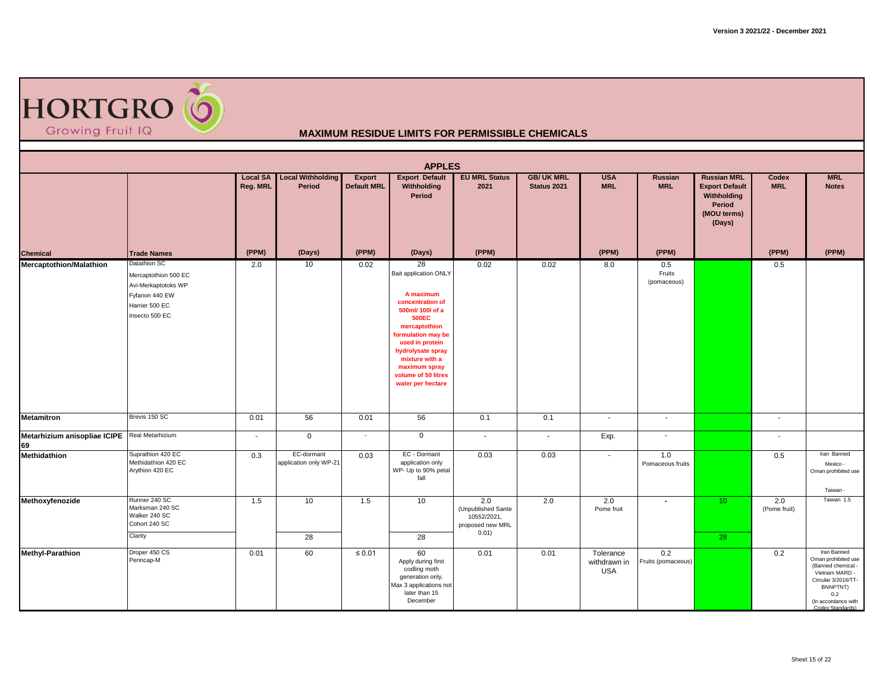# HORTGRO

Growing Fruit IQ

## MAXIMUM RESIDUE LIMITS FOR PERMISSIBLE CHEMICALS

### APPLES

| Chemical | Trade Names | Local SA Reg. MRL (PPM) | Local Withholding Period (Days) | Export Default MRL (PPM) | Export Default Withholding Period (Days) | EU MRL Status 2021 (PPM) | GB/ UK MRL Status 2021 | USA MRL (PPM) | Russian MRL (PPM) | Russian MRL Export Default Withholding Period (MOU terms) (Days) | Codex MRL (PPM) | MRL Notes (PPM) |
|---|---|---|---|---|---|---|---|---|---|---|---|---|
| **Mercaptothion/Malathion** | Datathion SC<br>Mercaptothion 500 EC<br>Avi-Merkaptotoks WP<br>Fyfanon 440 EW<br>Harrier 500 EC<br>Insecto 500 EC | 2.0 | 10 | 0.02 | 28<br>Bait application ONLY<br>**A maximum concentration of 500ml/ 100l of a 500EC mercaptothion formulation may be used in protein hydrolysate spray mixture with a maximum spray volume of 50 litres water per hectare** | 0.02 | 0.02 | 8.0 | 0.5<br>Fruits (pomaceous) | | 0.5 | |
| **Metamitron** | Brevis 150 SC | 0.01 | 56 | 0.01 | 56 | 0.1 | 0.1 | - | - | | - | |
| **Metarhizium anisopliae ICIPE 69** | Real Metarhizium | - | 0 | - | 0 | - | - | Exp. | - | | - | |
| **Methidathion** | Suprathion 420 EC<br>Methidathion 420 EC<br>Arythion 420 EC | 0.3 | EC-dormant application only WP-21 | 0.03 | EC - Dormant application only<br>WP- Up to 90% petal fall | 0.03 | 0.03 | - | 1.0<br>Pomaceous fruits | | 0.5 | Iran Banned<br>Mexico -<br>Oman prohibited use<br>Taiwan - |
| **Methoxyfenozide** | Runner 240 SC<br>Marksman 240 SC<br>Walker 240 SC<br>Cohort 240 SC | 1.5 | 10 | 1.5 | 10 | 2.0<br>(Unpublished Sante 10552/2021, proposed new MRL 0.01) | 2.0 | 2.0<br>Pome fruit | - | 10 | 2.0<br>(Pome fruit) | Taiwan 1.5 |
| | Clarity | | 28 | | 28 | | | | | 28 | | |
| **Methyl-Parathion** | Droper 450 CS<br>Penncap-M | 0.01 | 60 | ≤ 0.01 | 60<br>Apply during first codling moth generation only.<br>Max 3 applications not later than 15 December | 0.01 | 0.01 | Tolerance withdrawn in USA | 0.2<br>Fruits (pomaceous) | | 0.2 | Iran Banned<br>Oman prohibited use<br>(Banned chemical - Vietnam MARD - Circular 3/2016/TT-BNNPTNT)<br>0.2<br>(In accordance with Codex Standards) |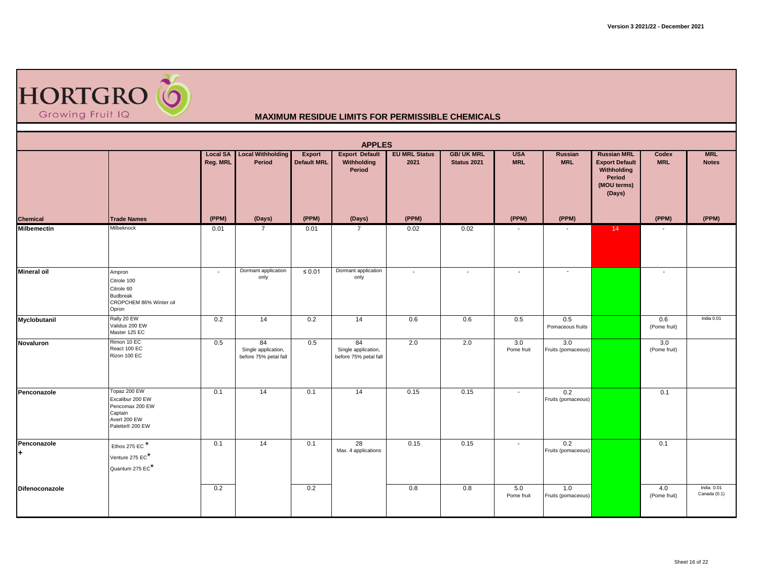# HORTGRO

Growing Fruit IQ

## MAXIMUM RESIDUE LIMITS FOR PERMISSIBLE CHEMICALS

### APPLES

| Chemical | Trade Names | Local SA Reg. MRL (PPM) | Local Withholding Period (Days) | Export Default MRL (PPM) | Export Default Withholding Period (Days) | EU MRL Status 2021 (PPM) | GB/ UK MRL Status 2021 | USA MRL (PPM) | Russian MRL (PPM) | Russian MRL Export Default Withholding Period (MOU terms) (Days) | Codex MRL (PPM) | MRL Notes (PPM) |
|---|---|---|---|---|---|---|---|---|---|---|---|---|
| **Milbemectin** | Milbeknock | 0.01 | 7 | 0.01 | 7 | 0.02 | 0.02 | - | - | 14 | - | |
| **Mineral oil** | Ampron<br>Citrole 100<br>Citrole 60<br>Budbreak<br>CROPCHEM 86% Winter oil<br>Opron | - | Dormant application only | ≤ 0.01 | Dormant application only | - | - | - | - | | - | |
| **Myclobutanil** | Rally 20 EW<br>Validus 200 EW<br>Master 125 EC | 0.2 | 14 | 0.2 | 14 | 0.6 | 0.6 | 0.5 | 0.5 Pomaceous fruits | | 0.6 (Pome fruit) | India 0.01 |
| **Novaluron** | Rimon 10 EC<br>React 100 EC<br>Rizon 100 EC | 0.5 | 84 Single application, before 75% petal fall | 0.5 | 84 Single application, before 75% petal fall | 2.0 | 2.0 | 3.0 Pome fruit | 3.0 Fruits (pomaceous) | | 3.0 (Pome fruit) | |
| **Penconazole** | Topaz 200 EW<br>Excalibur 200 EW<br>Pencomax 200 EW<br>Captain<br>Avert 200 EW<br>Palette® 200 EW | 0.1 | 14 | 0.1 | 14 | 0.15 | 0.15 | - | 0.2 Fruits (pomaceous) | | 0.1 | |
| **Penconazole +** | Ethos 275 EC *<br>Venture 275 EC*<br>Quantum 275 EC* | 0.1 | 14 | 0.1 | 28 Max. 4 applications | 0.15 | 0.15 | - | 0.2 Fruits (pomaceous) | | 0.1 | |
| **Difenoconazole** | | 0.2 | | 0.2 | | 0.8 | 0.8 | 5.0 Pome fruit | 1.0 Fruits (pomaceous) | | 4.0 (Pome fruit) | India 0.01<br>Canada (0.1) |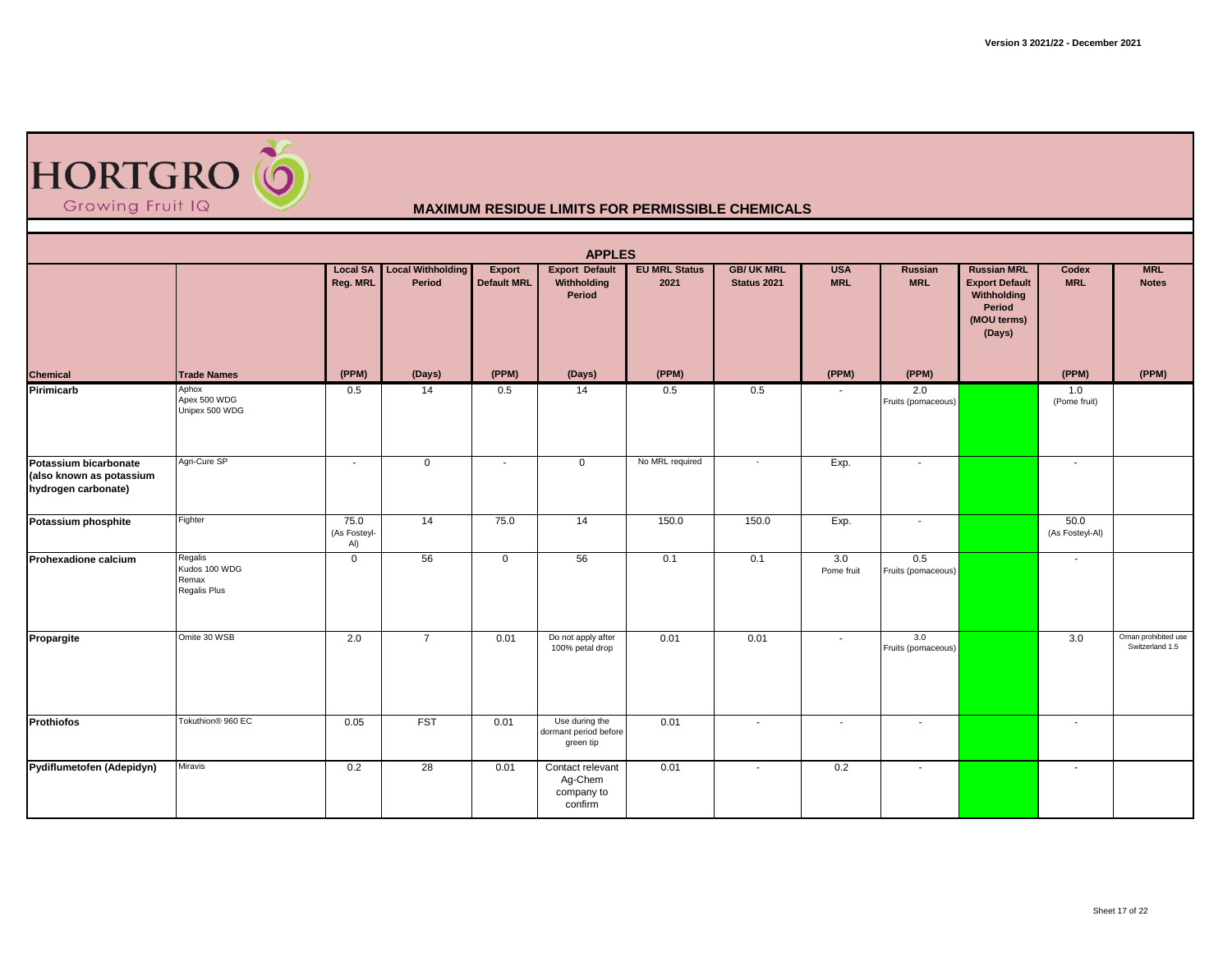HORTGRO Growing Fruit IQ

## MAXIMUM RESIDUE LIMITS FOR PERMISSIBLE CHEMICALS

### APPLES

| Chemical | Trade Names | Local SA Reg. MRL (PPM) | Local Withholding Period (Days) | Export Default MRL (PPM) | Export Default Withholding Period (Days) | EU MRL Status 2021 (PPM) | GB/ UK MRL Status 2021 | USA MRL (PPM) | Russian MRL (PPM) | Russian MRL Export Default Withholding Period (MOU terms) (Days) | Codex MRL (PPM) | MRL Notes (PPM) |
|---|---|---|---|---|---|---|---|---|---|---|---|---|
| **Pirimicarb** | Aphox<br>Apex 500 WDG<br>Unipex 500 WDG | 0.5 | 14 | 0.5 | 14 | 0.5 | 0.5 | - | 2.0<br>Fruits (pomaceous) | | 1.0<br>(Pome fruit) | |
| **Potassium bicarbonate (also known as potassium hydrogen carbonate)** | Agri-Cure SP | - | 0 | - | 0 | No MRL required | - | Exp. | - | | - | |
| **Potassium phosphite** | Fighter | 75.0<br>(As Fosteyl-Al) | 14 | 75.0 | 14 | 150.0 | 150.0 | Exp. | - | | 50.0<br>(As Fosteyl-Al) | |
| **Prohexadione calcium** | Regalis<br>Kudos 100 WDG<br>Remax<br>Regalis Plus | 0 | 56 | 0 | 56 | 0.1 | 0.1 | 3.0<br>Pome fruit | 0.5<br>Fruits (pomaceous) | | - | |
| **Propargite** | Omite 30 WSB | 2.0 | 7 | 0.01 | Do not apply after 100% petal drop | 0.01 | 0.01 | - | 3.0<br>Fruits (pomaceous) | | 3.0 | Oman prohibited use<br>Switzerland 1.5 |
| **Prothiofos** | Tokuthion® 960 EC | 0.05 | FST | 0.01 | Use during the dormant period before green tip | 0.01 | - | - | - | | - | |
| **Pydiflumetofen (Adepidyn)** | Miravis | 0.2 | 28 | 0.01 | Contact relevant Ag-Chem company to confirm | 0.01 | - | 0.2 | - | | - | |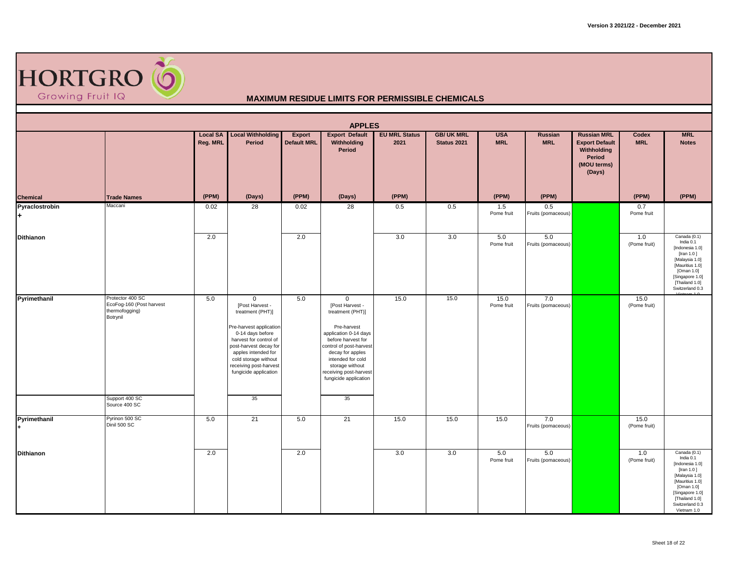# MAXIMUM RESIDUE LIMITS FOR PERMISSIBLE CHEMICALS

## APPLES

| Chemical | Trade Names | Local SA Reg. MRL (PPM) | Local Withholding Period (Days) | Export Default MRL (PPM) | Export Default Withholding Period (Days) | EU MRL Status 2021 (PPM) | GB/ UK MRL Status 2021 | USA MRL (PPM) | Russian MRL (PPM) | Russian MRL Export Default Withholding Period (MOU terms) (Days) | Codex MRL (PPM) | MRL Notes (PPM) |
|---|---|---|---|---|---|---|---|---|---|---|---|---|
| Pyraclostrobin + | Maccani | 0.02 | 28 | 0.02 | 28 | 0.5 | 0.5 | 1.5 Pome fruit | 0.5 Fruits (pomaceous) | | 0.7 Pome fruit | |
| Dithianon | | 2.0 | | 2.0 | | 3.0 | 3.0 | 5.0 Pome fruit | 5.0 Fruits (pomaceous) | | 1.0 (Pome fruit) | Canada (0.1) India 0.1 [Indonesia 1.0] [Iran 1.0 ] [Malaysia 1.0] [Mauritius 1.0] [Oman 1.0] [Singapore 1.0] [Thailand 1.0] Switzerland 0.3 Vietnam 1.0 |
| Pyrimethanil | Protector 400 SC EcoFog-160 (Post harvest thermofogging) Botrynil | 5.0 | 0 [Post Harvest - treatment (PHT)] Pre-harvest application 0-14 days before harvest for control of post-harvest decay for apples intended for cold storage without receiving post-harvest fungicide application | 5.0 | 0 [Post Harvest - treatment (PHT)] Pre-harvest application 0-14 days before harvest for control of post-harvest decay for apples intended for cold storage without receiving post-harvest fungicide application | 15.0 | 15.0 | 15.0 Pome fruit | 7.0 Fruits (pomaceous) | | 15.0 (Pome fruit) | |
| | Support 400 SC Source 400 SC | | 35 | | 35 | | | | | | | |
| Pyrimethanil + | Pyrinon 500 SC Dinil 500 SC | 5.0 | 21 | 5.0 | 21 | 15.0 | 15.0 | 15.0 | 7.0 Fruits (pomaceous) | | 15.0 (Pome fruit) | |
| Dithianon | | 2.0 | | 2.0 | | 3.0 | 3.0 | 5.0 Pome fruit | 5.0 Fruits (pomaceous) | | 1.0 (Pome fruit) | Canada (0.1) India 0.1 [Indonesia 1.0] [Iran 1.0 ] [Malaysia 1.0] [Mauritius 1.0] [Oman 1.0] [Singapore 1.0] [Thailand 1.0] Switzerland 0.3 Vietnam 1.0 |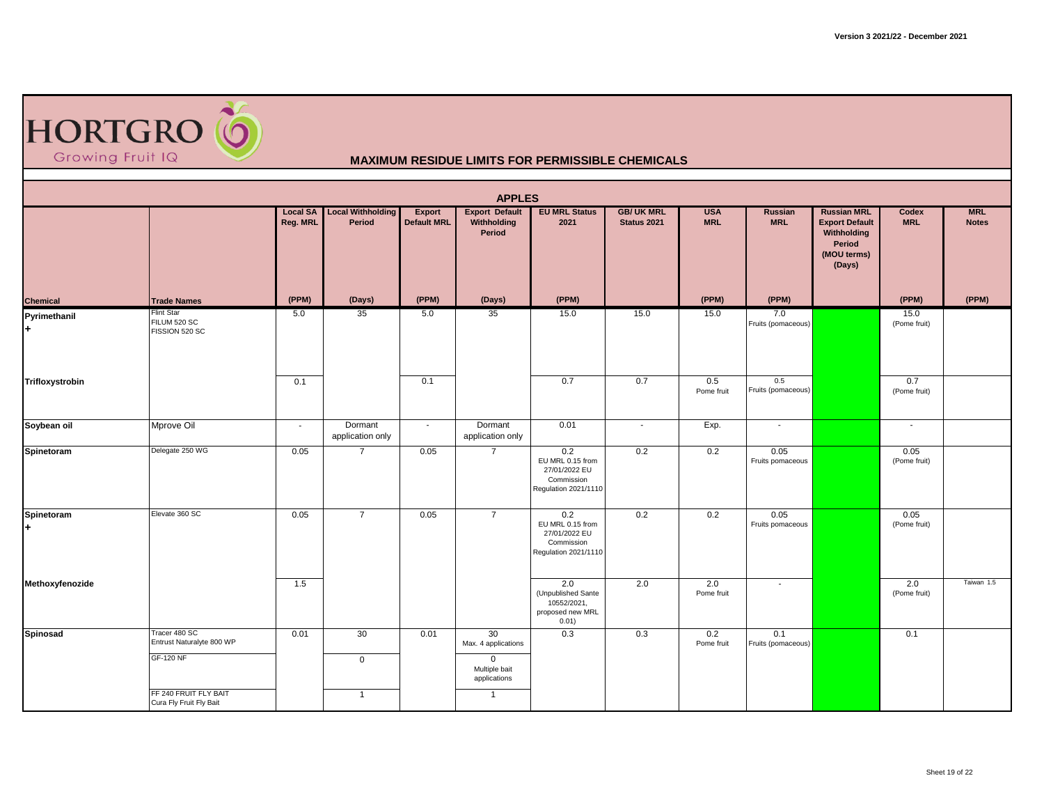## MAXIMUM RESIDUE LIMITS FOR PERMISSIBLE CHEMICALS

### APPLES

| Chemical | Trade Names | Local SA Reg. MRL | Local Withholding Period | Export Default MRL | Export Default Withholding Period | EU MRL Status 2021 | GB/ UK MRL Status 2021 | USA MRL | Russian MRL | Russian MRL Export Default Withholding Period (MOU terms) (Days) | Codex MRL | MRL Notes |
|---|---|---|---|---|---|---|---|---|---|---|---|---|
| | | (PPM) | (Days) | (PPM) | (Days) | (PPM) | | (PPM) | (PPM) | | (PPM) | (PPM) |
| Pyrimethanil + | Flint Star FILUM 520 SC FISSION 520 SC | 5.0 | 35 | 5.0 | 35 | 15.0 | 15.0 | 15.0 | 7.0 Fruits (pomaceous) | | 15.0 (Pome fruit) | |
| Trifloxystrobin | | 0.1 | | 0.1 | | 0.7 | 0.7 | 0.5 Pome fruit | 0.5 Fruits (pomaceous) | | 0.7 (Pome fruit) | |
| Soybean oil | Mprove Oil | - | Dormant application only | - | Dormant application only | 0.01 | - | Exp. | - | | - | |
| Spinetoram | Delegate 250 WG | 0.05 | 7 | 0.05 | 7 | 0.2 EU MRL 0.15 from 27/01/2022 EU Commission Regulation 2021/1110 | 0.2 | 0.2 | 0.05 Fruits pomaceous | | 0.05 (Pome fruit) | |
| Spinetoram + | Elevate 360 SC | 0.05 | 7 | 0.05 | 7 | 0.2 EU MRL 0.15 from 27/01/2022 EU Commission Regulation 2021/1110 | 0.2 | 0.2 | 0.05 Fruits pomaceous | | 0.05 (Pome fruit) | |
| Methoxyfenozide | | 1.5 | | | | 2.0 (Unpublished Sante 10552/2021, proposed new MRL 0.01) | 2.0 | 2.0 Pome fruit | - | | 2.0 (Pome fruit) | Taiwan 1.5 |
| Spinosad | Tracer 480 SC Entrust Naturalyte 800 WP | 0.01 | 30 | 0.01 | 30 Max. 4 applications | 0.3 | 0.3 | 0.2 Pome fruit | 0.1 Fruits (pomaceous) | | 0.1 | |
| | GF-120 NF | | 0 | | 0 Multiple bait applications | | | | | | | |
| | FF 240 FRUIT FLY BAIT Cura Fly Fruit Fly Bait | | 1 | | 1 | | | | | | | |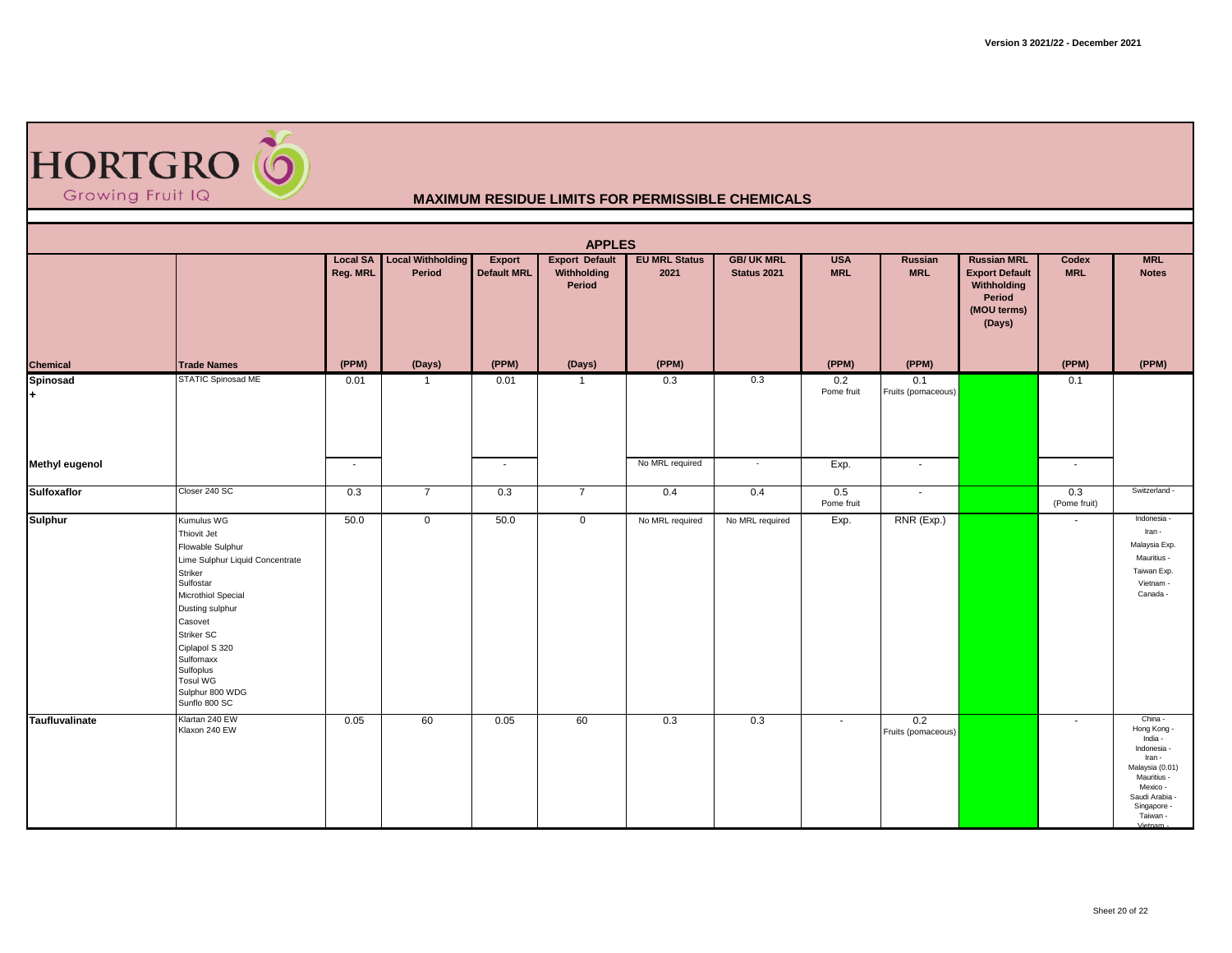# HORTGRO

Growing Fruit IQ

## MAXIMUM RESIDUE LIMITS FOR PERMISSIBLE CHEMICALS

### APPLES

| Chemical | Trade Names | Local SA Reg. MRL (PPM) | Local Withholding Period (Days) | Export Default MRL (PPM) | Export Default Withholding Period (Days) | EU MRL Status 2021 (PPM) | GB/ UK MRL Status 2021 | USA MRL (PPM) | Russian MRL (PPM) | Russian MRL Export Default Withholding Period (MOU terms) (Days) | Codex MRL (PPM) | MRL Notes (PPM) |
|---|---|---|---|---|---|---|---|---|---|---|---|---|
| **Spinosad** + | STATIC Spinosad ME | 0.01 | 1 | 0.01 | 1 | 0.3 | 0.3 | 0.2 Pome fruit | 0.1 Fruits (pomaceous) | | 0.1 | |
| **Methyl eugenol** | | - | | - | | No MRL required | - | Exp. | - | | - | |
| **Sulfoxaflor** | Closer 240 SC | 0.3 | 7 | 0.3 | 7 | 0.4 | 0.4 | 0.5 Pome fruit | - | | 0.3 (Pome fruit) | Switzerland - |
| **Sulphur** | Kumulus WG<br>Thiovit Jet<br>Flowable Sulphur<br>Lime Sulphur Liquid Concentrate<br>Striker<br>Sulfostar<br>Microthiol Special<br>Dusting sulphur<br>Casovet<br>Striker SC<br>Ciplapol S 320<br>Sulfomaxx<br>Sulfoplus<br>Tosul WG<br>Sulphur 800 WDG<br>Sunflo 800 SC | 50.0 | 0 | 50.0 | 0 | No MRL required | No MRL required | Exp. | RNR (Exp.) | | - | Indonesia -<br>Iran -<br>Malaysia Exp.<br>Mauritius -<br>Taiwan Exp.<br>Vietnam -<br>Canada - |
| **Taufluvalinate** | Klartan 240 EW<br>Klaxon 240 EW | 0.05 | 60 | 0.05 | 60 | 0.3 | 0.3 | - | 0.2 Fruits (pomaceous) | | - | China -<br>Hong Kong -<br>India -<br>Indonesia -<br>Iran -<br>Malaysia (0.01)<br>Mauritius -<br>Mexico -<br>Saudi Arabia -<br>Singapore -<br>Taiwan -<br>Vietnam - |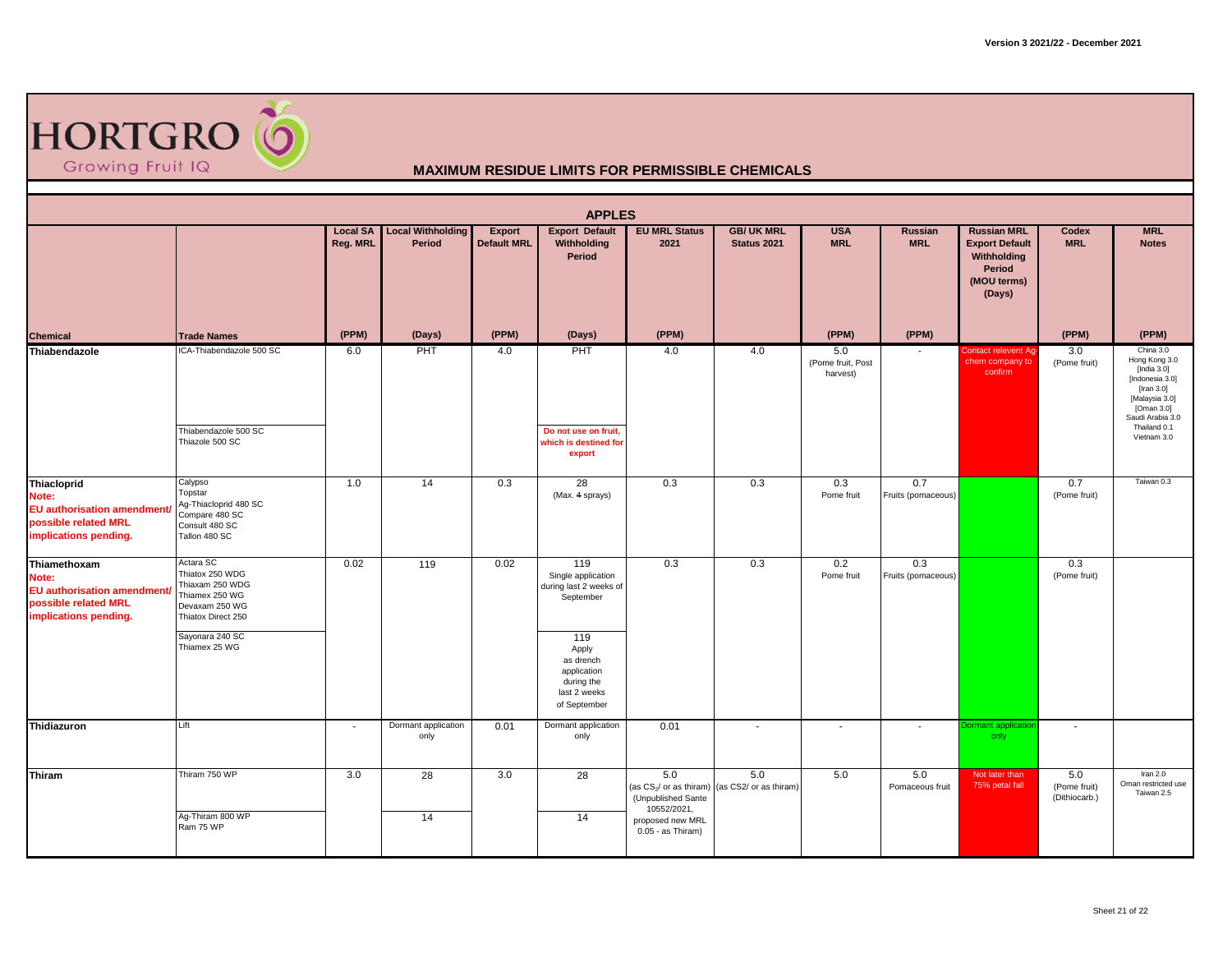# MAXIMUM RESIDUE LIMITS FOR PERMISSIBLE CHEMICALS

## APPLES

| Chemical | Trade Names | Local SA Reg. MRL (PPM) | Local Withholding Period (Days) | Export Default MRL (PPM) | Export Default Withholding Period (Days) | EU MRL Status 2021 (PPM) | GB/ UK MRL Status 2021 | USA MRL (PPM) | Russian MRL (PPM) | Russian MRL Export Default Withholding Period (MOU terms) (Days) | Codex MRL (PPM) | MRL Notes (PPM) |
|---|---|---|---|---|---|---|---|---|---|---|---|---|
| **Thiabendazole** | ICA-Thiabendazole 500 SC | 6.0 | PHT | 4.0 | PHT | 4.0 | 4.0 | 5.0 (Pome fruit, Post harvest) | - | Contact relevent Ag-chem company to confirm | 3.0 (Pome fruit) | China 3.0 Hong Kong 3.0 [India 3.0] [Indonesia 3.0] [Iran 3.0] [Malaysia 3.0] [Oman 3.0] Saudi Arabia 3.0 Thailand 0.1 Vietnam 3.0 |
| | Thiabendazole 500 SC Thiazole 500 SC | | | | Do not use on fruit, which is destined for export | | | | | | | |
| **Thiacloprid** Note: EU authorisation amendment/ possible related MRL implications pending. | Calypso Topstar Ag-Thiacloprid 480 SC Compare 480 SC Consult 480 SC Tallon 480 SC | 1.0 | 14 | 0.3 | 28 (Max. ~~4~~ sprays) | 0.3 | 0.3 | 0.3 Pome fruit | 0.7 Fruits (pomaceous) | | 0.7 (Pome fruit) | Taiwan 0.3 |
| **Thiamethoxam** Note: EU authorisation amendment/ possible related MRL implications pending. | Actara SC Thiatox 250 WDG Thiaxam 250 WDG Thiamex 250 WG Devaxam 250 WG Thiatox Direct 250 | 0.02 | 119 | 0.02 | 119 Single application during last 2 weeks of September | 0.3 | 0.3 | 0.2 Pome fruit | 0.3 Fruits (pomaceous) | | 0.3 (Pome fruit) | |
| | Sayonara 240 SC Thiamex 25 WG | | | | 119 Apply as drench application during the last 2 weeks of September | | | | | | | |
| **Thidiazuron** | Lift | - | Dormant application only | 0.01 | Dormant application only | 0.01 | - | - | - | Dormant application only | - | |
| **Thiram** | Thiram 750 WP | 3.0 | 28 | 3.0 | 28 | 5.0 (as $CS_2$/ or as thiram) (Unpublished Sante 10552/2021, proposed new MRL 0.05 - as Thiram) | 5.0 (as CS2/ or as thiram) | 5.0 | 5.0 Pomaceous fruit | Not later than 75% petal fall | 5.0 (Pome fruit) (Dithiocarb.) | Iran 2.0 Oman restricted use Taiwan 2.5 |
| | Ag-Thiram 800 WP Ram 75 WP | | 14 | | 14 | | | | | | | |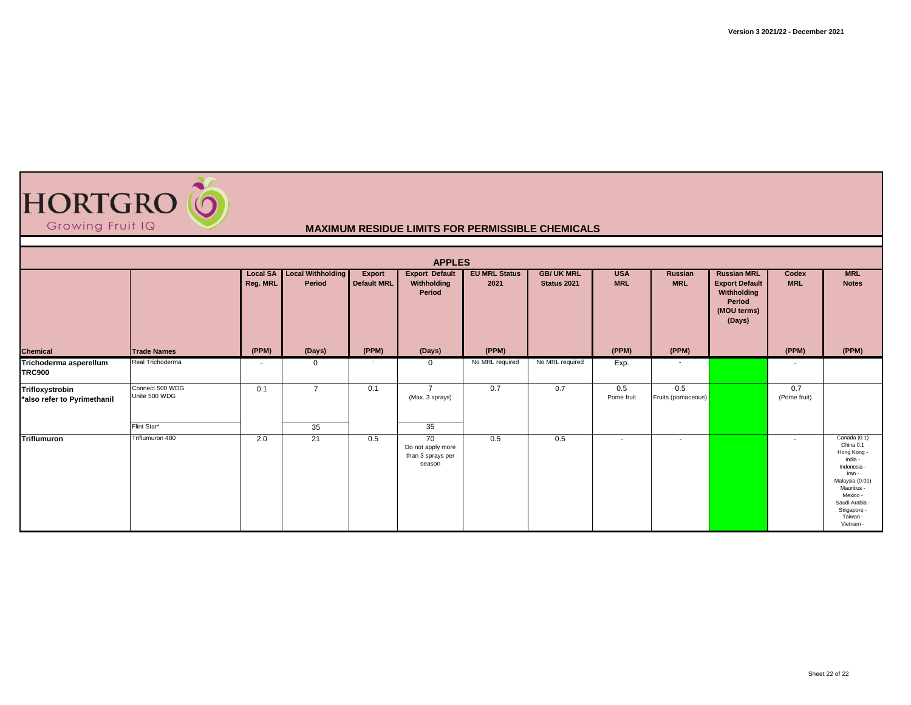Version 3 2021/22 - December 2021

HORTGRO Growing Fruit IQ

## MAXIMUM RESIDUE LIMITS FOR PERMISSIBLE CHEMICALS

### APPLES

| Chemical | Trade Names | Local SA Reg. MRL (PPM) | Local Withholding Period (Days) | Export Default MRL (PPM) | Export Default Withholding Period (Days) | EU MRL Status 2021 (PPM) | GB/ UK MRL Status 2021 | USA MRL (PPM) | Russian MRL (PPM) | Russian MRL Export Default Withholding Period (MOU terms) (Days) | Codex MRL (PPM) | MRL Notes (PPM) |
|---|---|---|---|---|---|---|---|---|---|---|---|---|
| **Trichoderma asperellum TRC900** | Real Trichoderma | - | 0 | - | 0 | No MRL required | No MRL required | Exp. | - | | - | |
| **Trifloxystrobin *also refer to Pyrimethanil** | Connect 500 WDG<br>Unite 500 WDG | 0.1 | 7 | 0.1 | 7<br>(Max. 3 sprays) | 0.7 | 0.7 | 0.5<br>Pome fruit | 0.5<br>Fruits (pomaceous) | | 0.7<br>(Pome fruit) | |
| | Flint Star* | | 35 | | 35 | | | | | | | |
| **Triflumuron** | Triflumuron 480 | 2.0 | 21 | 0.5 | 70<br>Do not apply more than 3 sprays per season | 0.5 | 0.5 | - | - | | - | Canada (0.1)<br>China 0.1<br>Hong Kong -<br>India -<br>Indonesia -<br>Iran -<br>Malaysia (0.01)<br>Mauritius -<br>Mexico -<br>Saudi Arabia -<br>Singapore -<br>Taiwan -<br>Vietnam - |